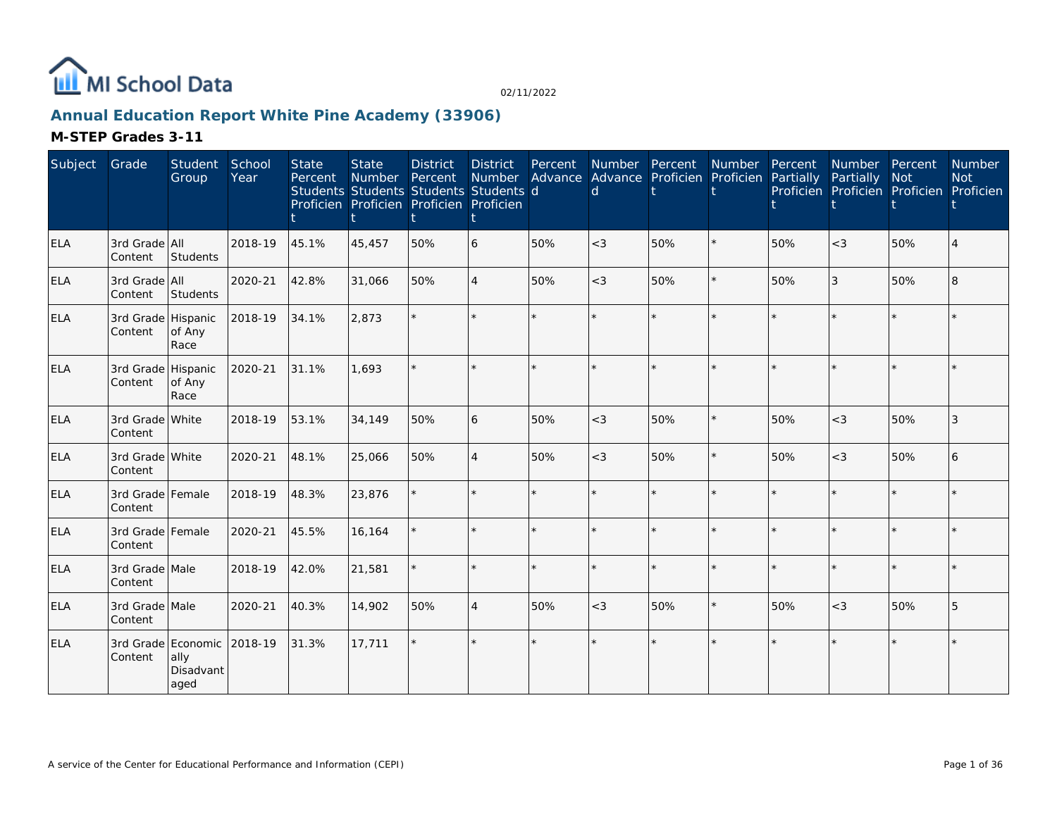MI School Data

02/11/2022

## Annual Education Report White Pine Academy (33906)

### M-STEP Grades 3-11

| Subject | Grade | Student Group | School Year | State Percent Students Proficient | State Number Students Proficient | District Percent Students Proficient | District Number Students Proficient | Percent Advanced | Number Advanced | Percent Proficient | Number Proficient | Percent Partially Proficient | Number Partially Proficient | Percent Not Proficient | Number Not Proficient |
|---|---|---|---|---|---|---|---|---|---|---|---|---|---|---|---|
| ELA | 3rd Grade Content | All Students | 2018-19 | 45.1% | 45,457 | 50% | 6 | 50% | <3 | 50% | * | 50% | <3 | 50% | 4 |
| ELA | 3rd Grade Content | All Students | 2020-21 | 42.8% | 31,066 | 50% | 4 | 50% | <3 | 50% | * | 50% | 3 | 50% | 8 |
| ELA | 3rd Grade Content | Hispanic of Any Race | 2018-19 | 34.1% | 2,873 | * | * | * | * | * | * | * | * | * | * |
| ELA | 3rd Grade Content | Hispanic of Any Race | 2020-21 | 31.1% | 1,693 | * | * | * | * | * | * | * | * | * | * |
| ELA | 3rd Grade Content | White | 2018-19 | 53.1% | 34,149 | 50% | 6 | 50% | <3 | 50% | * | 50% | <3 | 50% | 3 |
| ELA | 3rd Grade Content | White | 2020-21 | 48.1% | 25,066 | 50% | 4 | 50% | <3 | 50% | * | 50% | <3 | 50% | 6 |
| ELA | 3rd Grade Content | Female | 2018-19 | 48.3% | 23,876 | * | * | * | * | * | * | * | * | * | * |
| ELA | 3rd Grade Content | Female | 2020-21 | 45.5% | 16,164 | * | * | * | * | * | * | * | * | * | * |
| ELA | 3rd Grade Content | Male | 2018-19 | 42.0% | 21,581 | * | * | * | * | * | * | * | * | * | * |
| ELA | 3rd Grade Content | Male | 2020-21 | 40.3% | 14,902 | 50% | 4 | 50% | <3 | 50% | * | 50% | <3 | 50% | 5 |
| ELA | 3rd Grade Content | Economically Disadvantaged | 2018-19 | 31.3% | 17,711 | * | * | * | * | * | * | * | * | * | * |

A service of the Center for Educational Performance and Information (CEPI)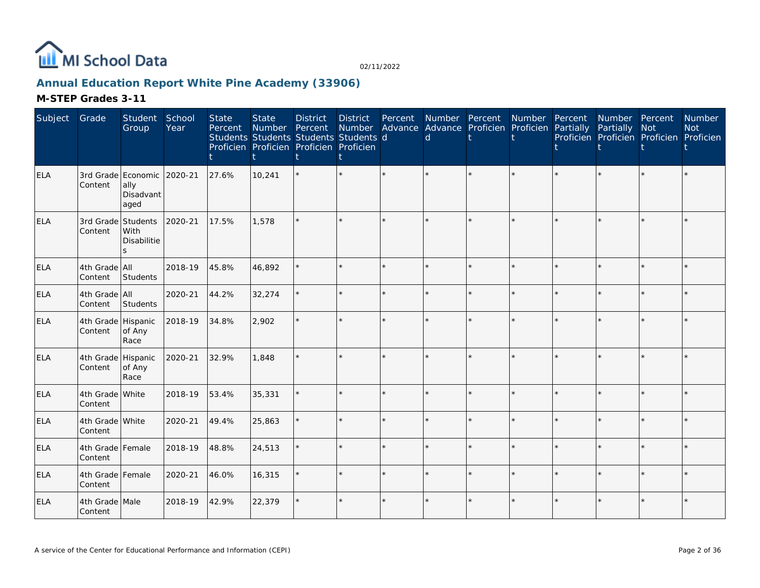# Annual Education Report White Pine Academy (33906)

## M-STEP Grades 3-11

| Subject | Grade | Student Group | School Year | State Percent Students Proficient | State Number Students Proficient | District Percent Students Proficient | District Number Students Proficient | Percent Advanced | Number Advanced | Percent Proficient | Number Proficient | Percent Partially Proficient | Number Partially Proficient | Percent Not Proficient | Number Not Proficient |
|---|---|---|---|---|---|---|---|---|---|---|---|---|---|---|---|
| ELA | 3rd Grade Content | Economically Disadvantaged | 2020-21 | 27.6% | 10,241 | * | * | * | * | * | * | * | * | * | * |
| ELA | 3rd Grade Content | Students With Disabilities | 2020-21 | 17.5% | 1,578 | * | * | * | * | * | * | * | * | * | * |
| ELA | 4th Grade Content | All Students | 2018-19 | 45.8% | 46,892 | * | * | * | * | * | * | * | * | * | * |
| ELA | 4th Grade Content | All Students | 2020-21 | 44.2% | 32,274 | * | * | * | * | * | * | * | * | * | * |
| ELA | 4th Grade Content | Hispanic of Any Race | 2018-19 | 34.8% | 2,902 | * | * | * | * | * | * | * | * | * | * |
| ELA | 4th Grade Content | Hispanic of Any Race | 2020-21 | 32.9% | 1,848 | * | * | * | * | * | * | * | * | * | * |
| ELA | 4th Grade Content | White | 2018-19 | 53.4% | 35,331 | * | * | * | * | * | * | * | * | * | * |
| ELA | 4th Grade Content | White | 2020-21 | 49.4% | 25,863 | * | * | * | * | * | * | * | * | * | * |
| ELA | 4th Grade Content | Female | 2018-19 | 48.8% | 24,513 | * | * | * | * | * | * | * | * | * | * |
| ELA | 4th Grade Content | Female | 2020-21 | 46.0% | 16,315 | * | * | * | * | * | * | * | * | * | * |
| ELA | 4th Grade Content | Male | 2018-19 | 42.9% | 22,379 | * | * | * | * | * | * | * | * | * | * |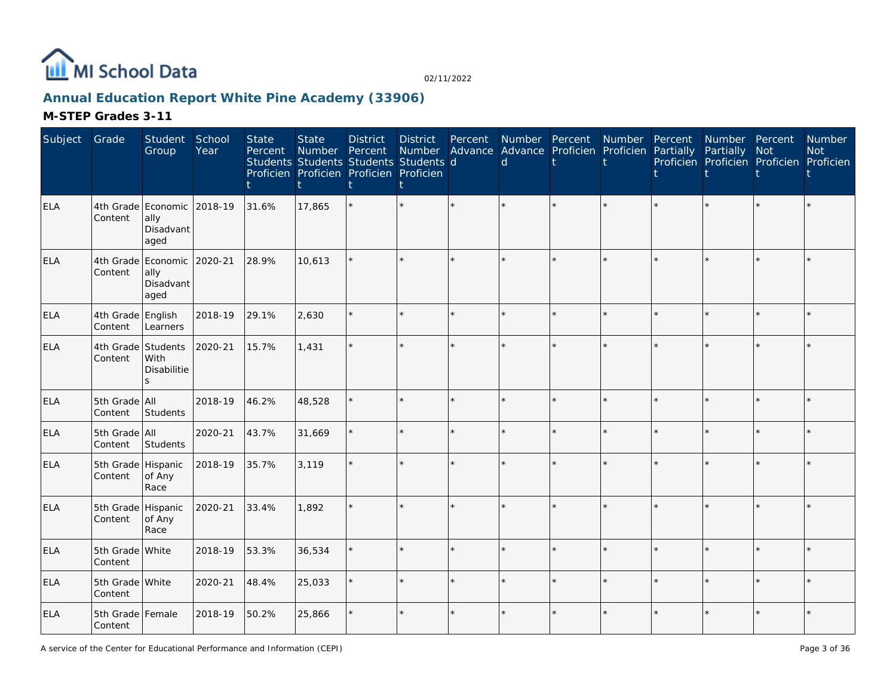MI School Data

02/11/2022

## Annual Education Report White Pine Academy (33906)

### M-STEP Grades 3-11

| Subject | Grade | Student Group | School Year | State Percent Students Proficient | State Number Students Proficient | District Percent Students Proficient | District Number Students Proficient | Percent Advanced | Number Advanced | Percent Proficient | Number Proficient | Percent Partially Proficient | Number Partially Proficient | Percent Not Proficient | Number Not Proficient |
|---|---|---|---|---|---|---|---|---|---|---|---|---|---|---|---|
| ELA | 4th Grade Content | Economically Disadvantaged | 2018-19 | 31.6% | 17,865 | * | * | * | * | * | * | * | * | * | * |
| ELA | 4th Grade Content | Economically Disadvantaged | 2020-21 | 28.9% | 10,613 | * | * | * | * | * | * | * | * | * | * |
| ELA | 4th Grade Content | English Learners | 2018-19 | 29.1% | 2,630 | * | * | * | * | * | * | * | * | * | * |
| ELA | 4th Grade Content | Students With Disabilities | 2020-21 | 15.7% | 1,431 | * | * | * | * | * | * | * | * | * | * |
| ELA | 5th Grade Content | All Students | 2018-19 | 46.2% | 48,528 | * | * | * | * | * | * | * | * | * | * |
| ELA | 5th Grade Content | All Students | 2020-21 | 43.7% | 31,669 | * | * | * | * | * | * | * | * | * | * |
| ELA | 5th Grade Content | Hispanic of Any Race | 2018-19 | 35.7% | 3,119 | * | * | * | * | * | * | * | * | * | * |
| ELA | 5th Grade Content | Hispanic of Any Race | 2020-21 | 33.4% | 1,892 | * | * | * | * | * | * | * | * | * | * |
| ELA | 5th Grade Content | White | 2018-19 | 53.3% | 36,534 | * | * | * | * | * | * | * | * | * | * |
| ELA | 5th Grade Content | White | 2020-21 | 48.4% | 25,033 | * | * | * | * | * | * | * | * | * | * |
| ELA | 5th Grade Content | Female | 2018-19 | 50.2% | 25,866 | * | * | * | * | * | * | * | * | * | * |

A service of the Center for Educational Performance and Information (CEPI)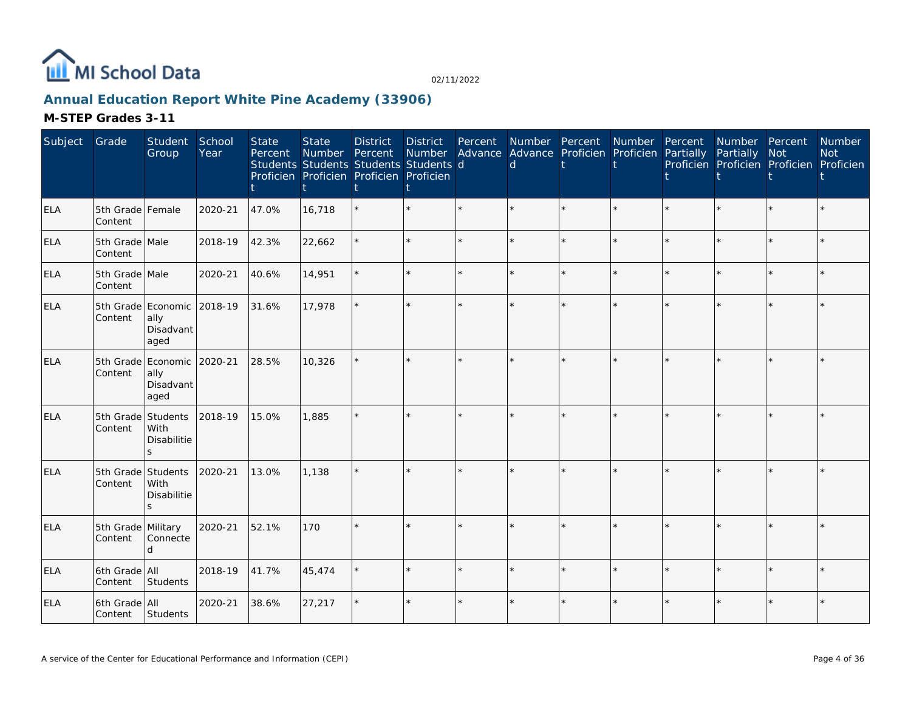## Annual Education Report White Pine Academy (33906)

### M-STEP Grades 3-11

| Subject | Grade | Student Group | School Year | State Percent Students Proficient | State Number Students Proficient | District Percent Students Proficient | District Number Students Proficient | Percent Advanced | Number Advanced | Percent Proficient | Number Proficient | Percent Partially Proficient | Number Partially Proficient | Percent Not Proficient | Number Not Proficient |
|---|---|---|---|---|---|---|---|---|---|---|---|---|---|---|---|
| ELA | 5th Grade Content | Female | 2020-21 | 47.0% | 16,718 | * | * | * | * | * | * | * | * | * | * |
| ELA | 5th Grade Content | Male | 2018-19 | 42.3% | 22,662 | * | * | * | * | * | * | * | * | * | * |
| ELA | 5th Grade Content | Male | 2020-21 | 40.6% | 14,951 | * | * | * | * | * | * | * | * | * | * |
| ELA | 5th Grade Content | Economically Disadvantaged | 2018-19 | 31.6% | 17,978 | * | * | * | * | * | * | * | * | * | * |
| ELA | 5th Grade Content | Economically Disadvantaged | 2020-21 | 28.5% | 10,326 | * | * | * | * | * | * | * | * | * | * |
| ELA | 5th Grade Content | Students With Disabilities | 2018-19 | 15.0% | 1,885 | * | * | * | * | * | * | * | * | * | * |
| ELA | 5th Grade Content | Students With Disabilities | 2020-21 | 13.0% | 1,138 | * | * | * | * | * | * | * | * | * | * |
| ELA | 5th Grade Content | Military Connected | 2020-21 | 52.1% | 170 | * | * | * | * | * | * | * | * | * | * |
| ELA | 6th Grade Content | All Students | 2018-19 | 41.7% | 45,474 | * | * | * | * | * | * | * | * | * | * |
| ELA | 6th Grade Content | All Students | 2020-21 | 38.6% | 27,217 | * | * | * | * | * | * | * | * | * | * |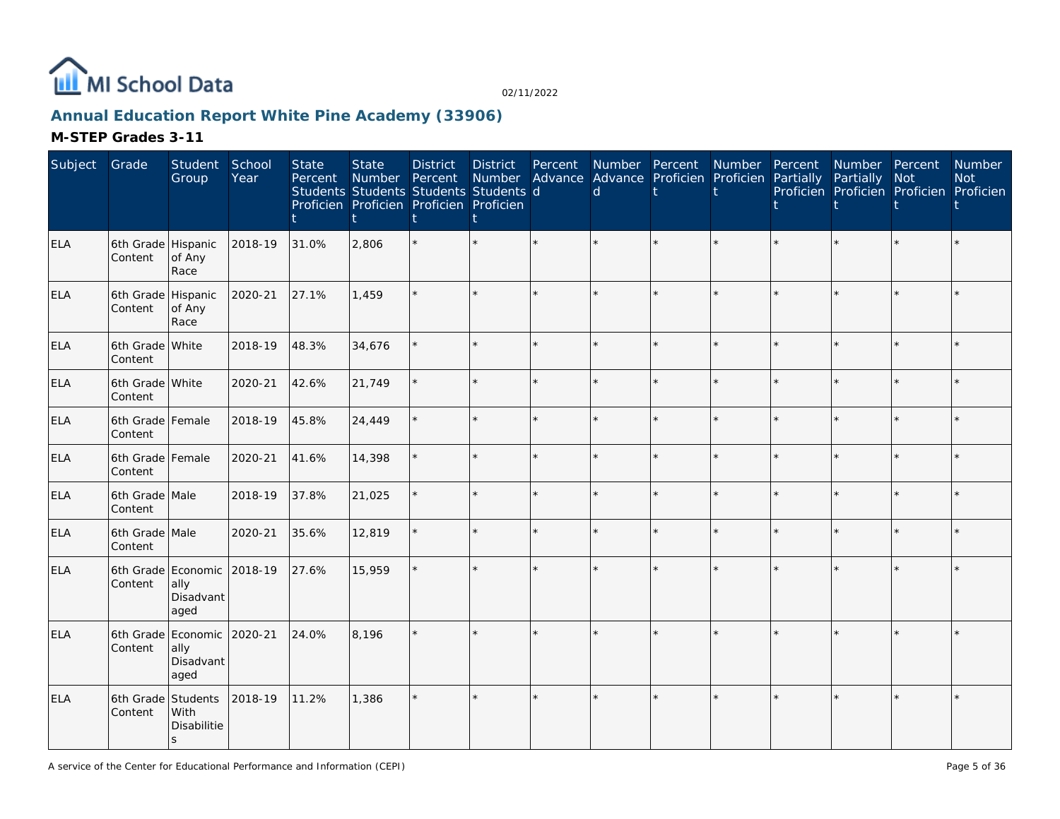# Annual Education Report White Pine Academy (33906)

## M-STEP Grades 3-11

| Subject | Grade | Student Group | School Year | State Percent Students Proficient | State Number Students Proficient | District Percent Students Proficient | District Number Students Proficient | Percent Advanced | Number Advanced | Percent Proficient | Number Proficient | Percent Partially Proficient | Number Partially Proficient | Percent Not Proficient | Number Not Proficient |
|---|---|---|---|---|---|---|---|---|---|---|---|---|---|---|---|
| ELA | 6th Grade Content | Hispanic of Any Race | 2018-19 | 31.0% | 2,806 | * | * | * | * | * | * | * | * | * | * |
| ELA | 6th Grade Content | Hispanic of Any Race | 2020-21 | 27.1% | 1,459 | * | * | * | * | * | * | * | * | * | * |
| ELA | 6th Grade Content | White | 2018-19 | 48.3% | 34,676 | * | * | * | * | * | * | * | * | * | * |
| ELA | 6th Grade Content | White | 2020-21 | 42.6% | 21,749 | * | * | * | * | * | * | * | * | * | * |
| ELA | 6th Grade Content | Female | 2018-19 | 45.8% | 24,449 | * | * | * | * | * | * | * | * | * | * |
| ELA | 6th Grade Content | Female | 2020-21 | 41.6% | 14,398 | * | * | * | * | * | * | * | * | * | * |
| ELA | 6th Grade Content | Male | 2018-19 | 37.8% | 21,025 | * | * | * | * | * | * | * | * | * | * |
| ELA | 6th Grade Content | Male | 2020-21 | 35.6% | 12,819 | * | * | * | * | * | * | * | * | * | * |
| ELA | 6th Grade Content | Economically Disadvantaged | 2018-19 | 27.6% | 15,959 | * | * | * | * | * | * | * | * | * | * |
| ELA | 6th Grade Content | Economically Disadvantaged | 2020-21 | 24.0% | 8,196 | * | * | * | * | * | * | * | * | * | * |
| ELA | 6th Grade Content | Students With Disabilities | 2018-19 | 11.2% | 1,386 | * | * | * | * | * | * | * | * | * | * |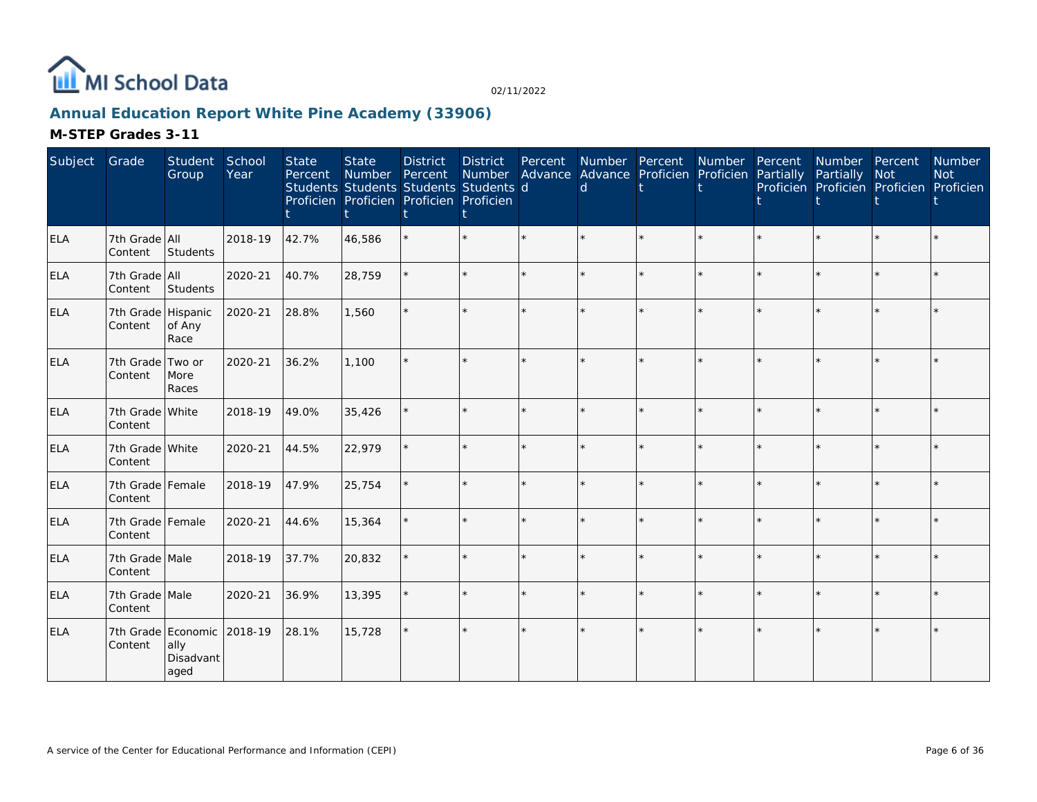MI School Data

02/11/2022

## Annual Education Report White Pine Academy (33906)

### M-STEP Grades 3-11

| Subject | Grade | Student Group | School Year | State Percent Students Proficient | State Number Students Proficient | District Percent Students Proficient | District Number Students Proficient | Percent Advanced | Number Advanced | Percent Proficient | Number Proficient | Percent Partially Proficient | Number Partially Proficient | Percent Not Proficient | Number Not Proficient |
|---|---|---|---|---|---|---|---|---|---|---|---|---|---|---|---|
| ELA | 7th Grade Content | All Students | 2018-19 | 42.7% | 46,586 | * | * | * | * | * | * | * | * | * | * |
| ELA | 7th Grade Content | All Students | 2020-21 | 40.7% | 28,759 | * | * | * | * | * | * | * | * | * | * |
| ELA | 7th Grade Content | Hispanic of Any Race | 2020-21 | 28.8% | 1,560 | * | * | * | * | * | * | * | * | * | * |
| ELA | 7th Grade Content | Two or More Races | 2020-21 | 36.2% | 1,100 | * | * | * | * | * | * | * | * | * | * |
| ELA | 7th Grade Content | White | 2018-19 | 49.0% | 35,426 | * | * | * | * | * | * | * | * | * | * |
| ELA | 7th Grade Content | White | 2020-21 | 44.5% | 22,979 | * | * | * | * | * | * | * | * | * | * |
| ELA | 7th Grade Content | Female | 2018-19 | 47.9% | 25,754 | * | * | * | * | * | * | * | * | * | * |
| ELA | 7th Grade Content | Female | 2020-21 | 44.6% | 15,364 | * | * | * | * | * | * | * | * | * | * |
| ELA | 7th Grade Content | Male | 2018-19 | 37.7% | 20,832 | * | * | * | * | * | * | * | * | * | * |
| ELA | 7th Grade Content | Male | 2020-21 | 36.9% | 13,395 | * | * | * | * | * | * | * | * | * | * |
| ELA | 7th Grade Content | Economically Disadvantaged | 2018-19 | 28.1% | 15,728 | * | * | * | * | * | * | * | * | * | * |

A service of the Center for Educational Performance and Information (CEPI)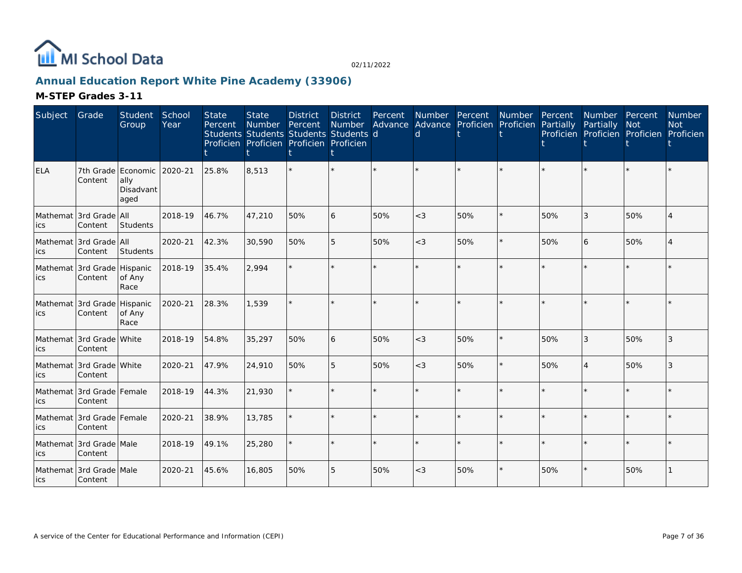MI School Data

02/11/2022

## Annual Education Report White Pine Academy (33906)

### M-STEP Grades 3-11

| Subject | Grade | Student Group | School Year | State Percent Students Proficient | State Number Students Proficient | District Percent Students Proficient | District Number Students Proficient | Percent Advanced | Number Advanced | Percent Proficient | Number Proficient | Percent Partially Proficient | Number Partially Proficient | Percent Not Proficient | Number Not Proficient |
|---|---|---|---|---|---|---|---|---|---|---|---|---|---|---|---|
| ELA | 7th Grade Content | Economically Disadvantaged | 2020-21 | 25.8% | 8,513 | * | * | * | * | * | * | * | * | * | * |
| Mathematics | 3rd Grade Content | All Students | 2018-19 | 46.7% | 47,210 | 50% | 6 | 50% | <3 | 50% | * | 50% | 3 | 50% | 4 |
| Mathematics | 3rd Grade Content | All Students | 2020-21 | 42.3% | 30,590 | 50% | 5 | 50% | <3 | 50% | * | 50% | 6 | 50% | 4 |
| Mathematics | 3rd Grade Content | Hispanic of Any Race | 2018-19 | 35.4% | 2,994 | * | * | * | * | * | * | * | * | * | * |
| Mathematics | 3rd Grade Content | Hispanic of Any Race | 2020-21 | 28.3% | 1,539 | * | * | * | * | * | * | * | * | * | * |
| Mathematics | 3rd Grade Content | White | 2018-19 | 54.8% | 35,297 | 50% | 6 | 50% | <3 | 50% | * | 50% | 3 | 50% | 3 |
| Mathematics | 3rd Grade Content | White | 2020-21 | 47.9% | 24,910 | 50% | 5 | 50% | <3 | 50% | * | 50% | 4 | 50% | 3 |
| Mathematics | 3rd Grade Content | Female | 2018-19 | 44.3% | 21,930 | * | * | * | * | * | * | * | * | * | * |
| Mathematics | 3rd Grade Content | Female | 2020-21 | 38.9% | 13,785 | * | * | * | * | * | * | * | * | * | * |
| Mathematics | 3rd Grade Content | Male | 2018-19 | 49.1% | 25,280 | * | * | * | * | * | * | * | * | * | * |
| Mathematics | 3rd Grade Content | Male | 2020-21 | 45.6% | 16,805 | 50% | 5 | 50% | <3 | 50% | * | 50% | * | 50% | 1 |

A service of the Center for Educational Performance and Information (CEPI)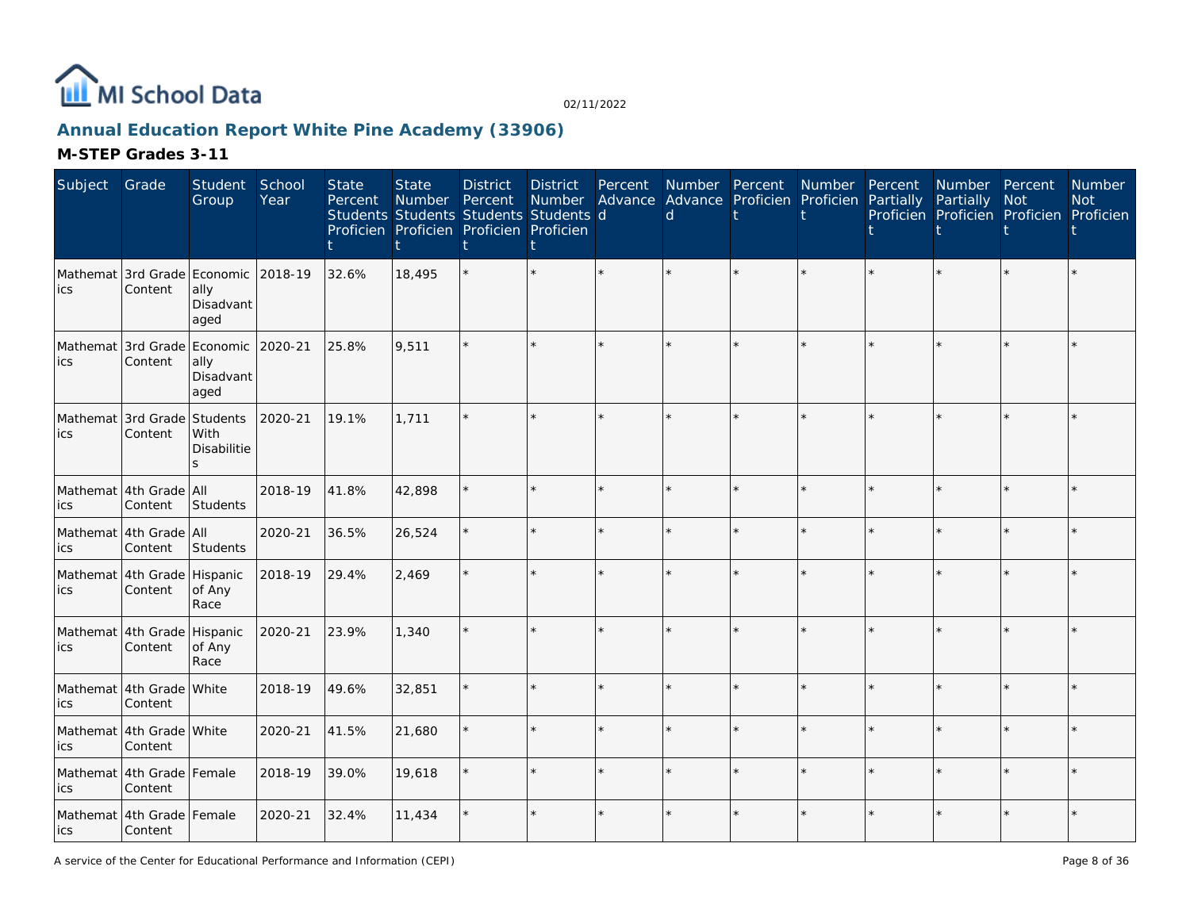# Annual Education Report White Pine Academy (33906)

## M-STEP Grades 3-11

| Subject | Grade | Student Group | School Year | State Percent Students Proficient | State Number Students Proficient | District Percent Students Proficient | District Number Students Proficient | Percent Advanced | Number Advanced | Percent Proficient | Number Proficient | Percent Partially Proficient | Number Partially Proficient | Percent Not Proficient | Number Not Proficient |
|---|---|---|---|---|---|---|---|---|---|---|---|---|---|---|---|
| Mathematics | 3rd Grade Content | Economically Disadvantaged | 2018-19 | 32.6% | 18,495 | * | * | * | * | * | * | * | * | * | * |
| Mathematics | 3rd Grade Content | Economically Disadvantaged | 2020-21 | 25.8% | 9,511 | * | * | * | * | * | * | * | * | * | * |
| Mathematics | 3rd Grade Content | Students With Disabilities | 2020-21 | 19.1% | 1,711 | * | * | * | * | * | * | * | * | * | * |
| Mathematics | 4th Grade Content | All Students | 2018-19 | 41.8% | 42,898 | * | * | * | * | * | * | * | * | * | * |
| Mathematics | 4th Grade Content | All Students | 2020-21 | 36.5% | 26,524 | * | * | * | * | * | * | * | * | * | * |
| Mathematics | 4th Grade Content | Hispanic of Any Race | 2018-19 | 29.4% | 2,469 | * | * | * | * | * | * | * | * | * | * |
| Mathematics | 4th Grade Content | Hispanic of Any Race | 2020-21 | 23.9% | 1,340 | * | * | * | * | * | * | * | * | * | * |
| Mathematics | 4th Grade Content | White | 2018-19 | 49.6% | 32,851 | * | * | * | * | * | * | * | * | * | * |
| Mathematics | 4th Grade Content | White | 2020-21 | 41.5% | 21,680 | * | * | * | * | * | * | * | * | * | * |
| Mathematics | 4th Grade Content | Female | 2018-19 | 39.0% | 19,618 | * | * | * | * | * | * | * | * | * | * |
| Mathematics | 4th Grade Content | Female | 2020-21 | 32.4% | 11,434 | * | * | * | * | * | * | * | * | * | * |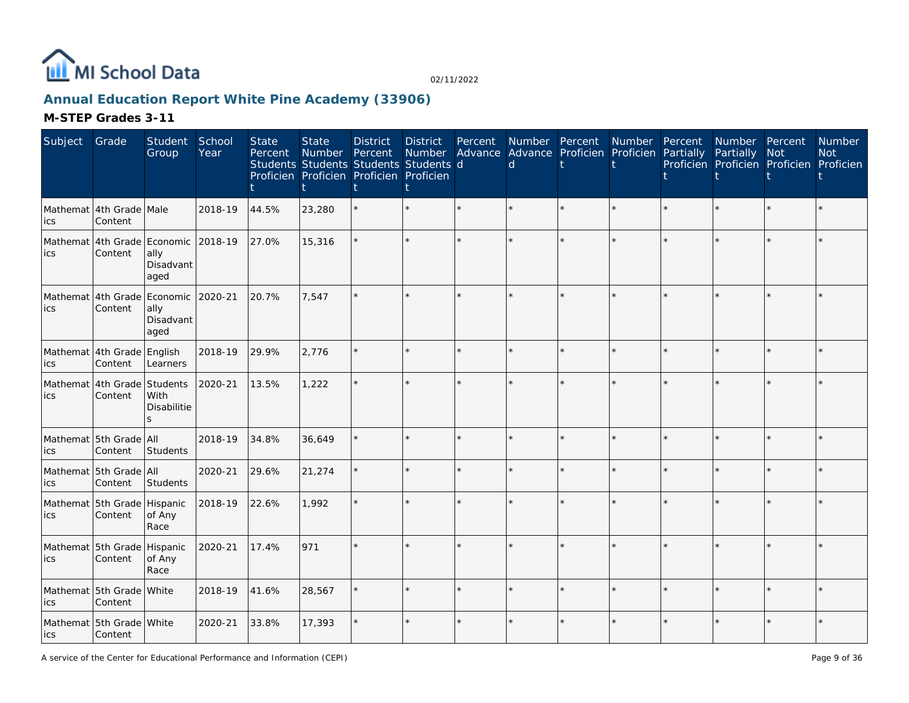## Annual Education Report White Pine Academy (33906)

### M-STEP Grades 3-11

| Subject | Grade | Student Group | School Year | State Percent Students Proficient | State Number Students Proficient | District Percent Students Proficient | District Number Students Proficient | Percent Advanced | Number Advanced | Percent Proficient | Number Proficient | Percent Partially Proficient | Number Partially Proficient | Percent Not Proficient | Number Not Proficient |
|---|---|---|---|---|---|---|---|---|---|---|---|---|---|---|---|
| Mathematics | 4th Grade Content | Male | 2018-19 | 44.5% | 23,280 | * | * | * | * | * | * | * | * | * | * |
| Mathematics | 4th Grade Content | Economically Disadvantaged | 2018-19 | 27.0% | 15,316 | * | * | * | * | * | * | * | * | * | * |
| Mathematics | 4th Grade Content | Economically Disadvantaged | 2020-21 | 20.7% | 7,547 | * | * | * | * | * | * | * | * | * | * |
| Mathematics | 4th Grade Content | English Learners | 2018-19 | 29.9% | 2,776 | * | * | * | * | * | * | * | * | * | * |
| Mathematics | 4th Grade Content | Students With Disabilities | 2020-21 | 13.5% | 1,222 | * | * | * | * | * | * | * | * | * | * |
| Mathematics | 5th Grade Content | All Students | 2018-19 | 34.8% | 36,649 | * | * | * | * | * | * | * | * | * | * |
| Mathematics | 5th Grade Content | All Students | 2020-21 | 29.6% | 21,274 | * | * | * | * | * | * | * | * | * | * |
| Mathematics | 5th Grade Content | Hispanic of Any Race | 2018-19 | 22.6% | 1,992 | * | * | * | * | * | * | * | * | * | * |
| Mathematics | 5th Grade Content | Hispanic of Any Race | 2020-21 | 17.4% | 971 | * | * | * | * | * | * | * | * | * | * |
| Mathematics | 5th Grade Content | White | 2018-19 | 41.6% | 28,567 | * | * | * | * | * | * | * | * | * | * |
| Mathematics | 5th Grade Content | White | 2020-21 | 33.8% | 17,393 | * | * | * | * | * | * | * | * | * | * |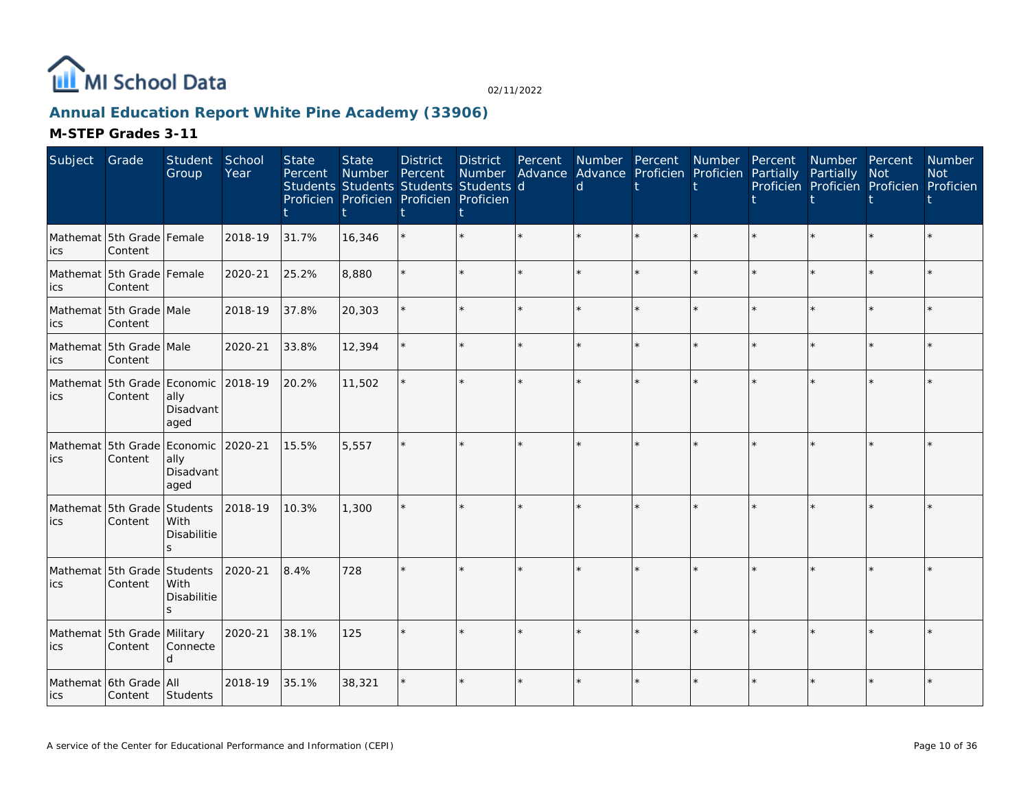MI School Data

02/11/2022

## Annual Education Report White Pine Academy (33906)

### M-STEP Grades 3-11

| Subject | Grade | Student Group | School Year | State Percent Students Proficient | State Number Students Proficient | District Percent Students Proficient | District Number Students Proficient | Percent Advanced | Number Advanced | Percent Proficient | Number Proficient | Percent Partially Proficient | Number Partially Proficient | Percent Not Proficient | Number Not Proficient |
|---|---|---|---|---|---|---|---|---|---|---|---|---|---|---|---|
| Mathematics | 5th Grade Content | Female | 2018-19 | 31.7% | 16,346 | * | * | * | * | * | * | * | * | * | * |
| Mathematics | 5th Grade Content | Female | 2020-21 | 25.2% | 8,880 | * | * | * | * | * | * | * | * | * | * |
| Mathematics | 5th Grade Content | Male | 2018-19 | 37.8% | 20,303 | * | * | * | * | * | * | * | * | * | * |
| Mathematics | 5th Grade Content | Male | 2020-21 | 33.8% | 12,394 | * | * | * | * | * | * | * | * | * | * |
| Mathematics | 5th Grade Content | Economically Disadvantaged | 2018-19 | 20.2% | 11,502 | * | * | * | * | * | * | * | * | * | * |
| Mathematics | 5th Grade Content | Economically Disadvantaged | 2020-21 | 15.5% | 5,557 | * | * | * | * | * | * | * | * | * | * |
| Mathematics | 5th Grade Content | Students With Disabilities | 2018-19 | 10.3% | 1,300 | * | * | * | * | * | * | * | * | * | * |
| Mathematics | 5th Grade Content | Students With Disabilities | 2020-21 | 8.4% | 728 | * | * | * | * | * | * | * | * | * | * |
| Mathematics | 5th Grade Content | Military Connected | 2020-21 | 38.1% | 125 | * | * | * | * | * | * | * | * | * | * |
| Mathematics | 6th Grade Content | All Students | 2018-19 | 35.1% | 38,321 | * | * | * | * | * | * | * | * | * | * |

A service of the Center for Educational Performance and Information (CEPI)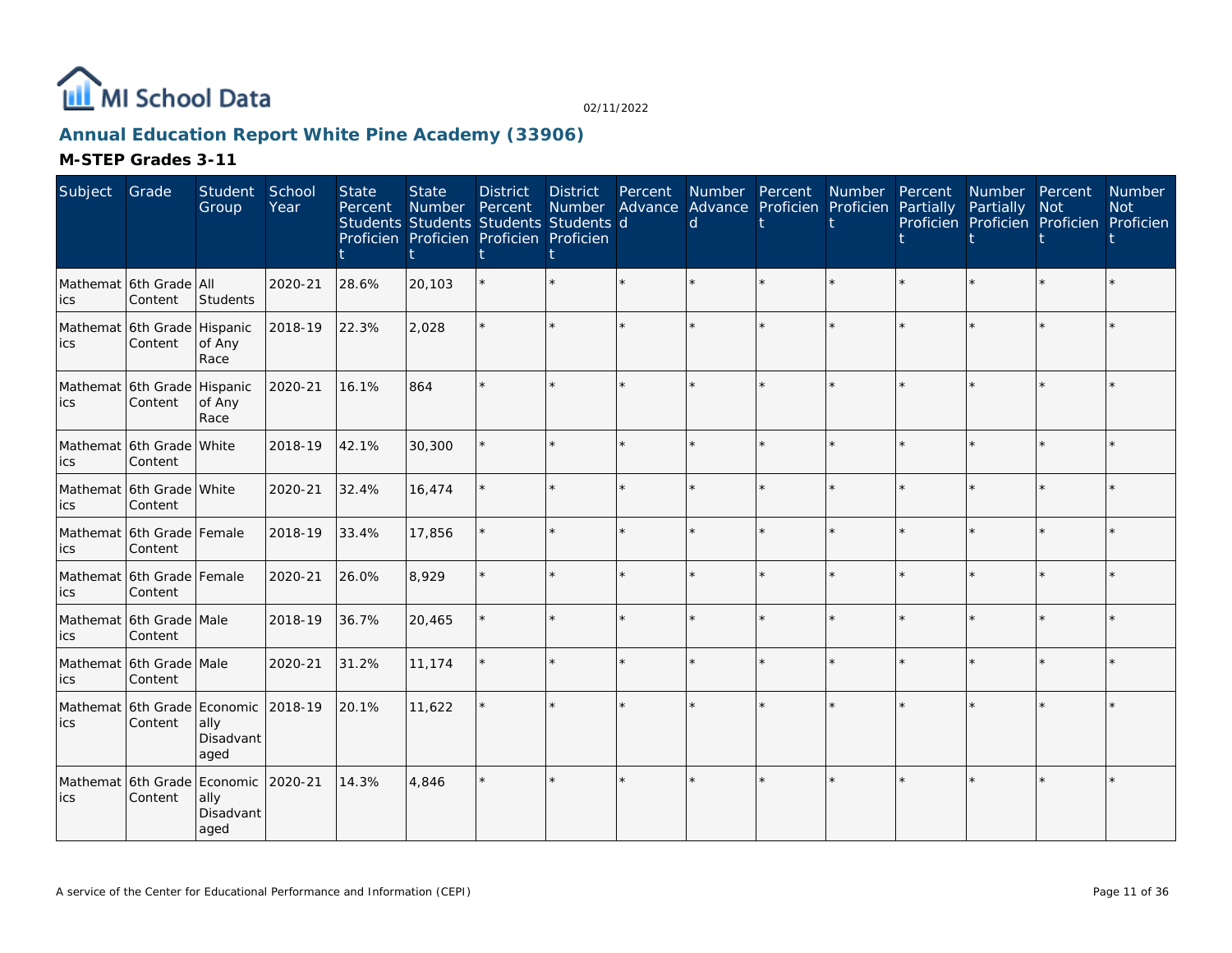MI School Data

02/11/2022

## Annual Education Report White Pine Academy (33906)

### M-STEP Grades 3-11

| Subject | Grade | Student Group | School Year | State Percent Students Proficient | State Number Students Proficient | District Percent Students Proficient | District Number Students Proficient | Percent Advanced | Number Advanced | Percent Proficient | Number Proficient | Percent Partially Proficient | Number Partially Proficient | Percent Not Proficient | Number Not Proficient |
|---|---|---|---|---|---|---|---|---|---|---|---|---|---|---|---|
| Mathematics | 6th Grade Content | All Students | 2020-21 | 28.6% | 20,103 | * | * | * | * | * | * | * | * | * | * |
| Mathematics | 6th Grade Content | Hispanic of Any Race | 2018-19 | 22.3% | 2,028 | * | * | * | * | * | * | * | * | * | * |
| Mathematics | 6th Grade Content | Hispanic of Any Race | 2020-21 | 16.1% | 864 | * | * | * | * | * | * | * | * | * | * |
| Mathematics | 6th Grade Content | White | 2018-19 | 42.1% | 30,300 | * | * | * | * | * | * | * | * | * | * |
| Mathematics | 6th Grade Content | White | 2020-21 | 32.4% | 16,474 | * | * | * | * | * | * | * | * | * | * |
| Mathematics | 6th Grade Content | Female | 2018-19 | 33.4% | 17,856 | * | * | * | * | * | * | * | * | * | * |
| Mathematics | 6th Grade Content | Female | 2020-21 | 26.0% | 8,929 | * | * | * | * | * | * | * | * | * | * |
| Mathematics | 6th Grade Content | Male | 2018-19 | 36.7% | 20,465 | * | * | * | * | * | * | * | * | * | * |
| Mathematics | 6th Grade Content | Male | 2020-21 | 31.2% | 11,174 | * | * | * | * | * | * | * | * | * | * |
| Mathematics | 6th Grade Content | Economically Disadvantaged | 2018-19 | 20.1% | 11,622 | * | * | * | * | * | * | * | * | * | * |
| Mathematics | 6th Grade Content | Economically Disadvantaged | 2020-21 | 14.3% | 4,846 | * | * | * | * | * | * | * | * | * | * |

A service of the Center for Educational Performance and Information (CEPI)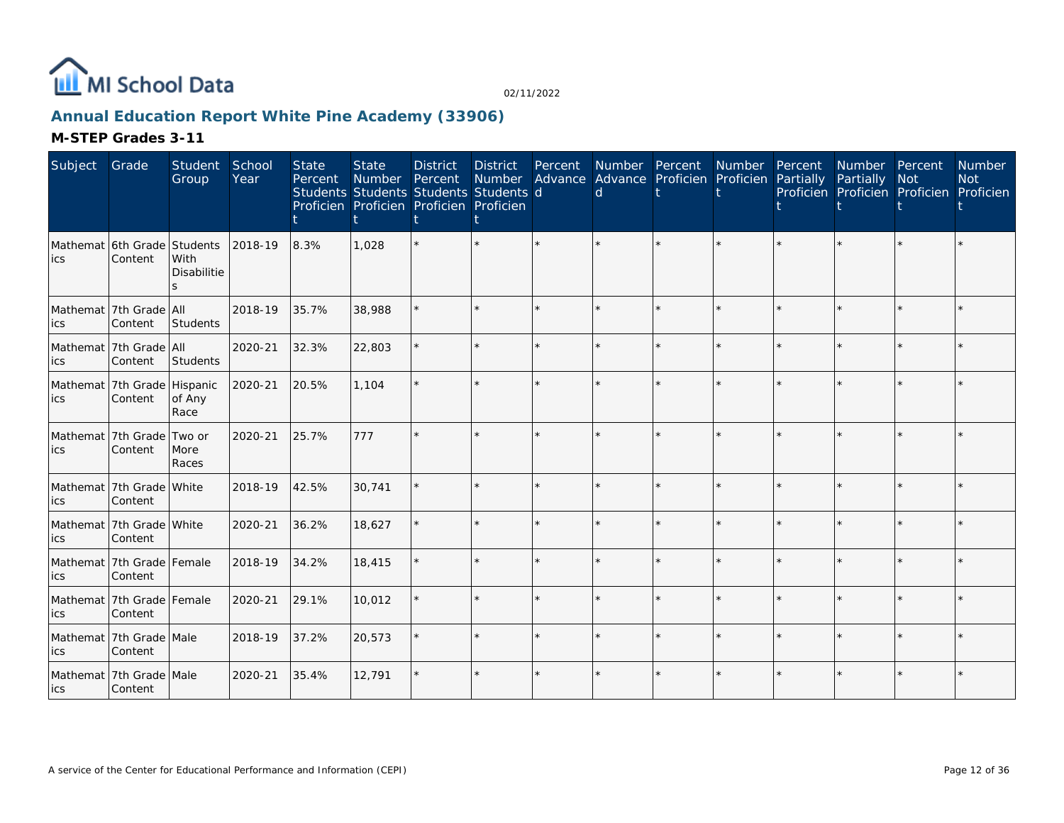# Annual Education Report White Pine Academy (33906)

## M-STEP Grades 3-11

| Subject | Grade | Student Group | School Year | State Percent Students Proficient | State Number Students Proficient | District Percent Students Proficient | District Number Students Proficient | Percent Advanced | Number Advanced | Percent Proficient | Number Proficient | Percent Partially Proficient | Number Partially Proficient | Percent Not Proficient | Number Not Proficient |
|---|---|---|---|---|---|---|---|---|---|---|---|---|---|---|---|
| Mathematics | 6th Grade Content | Students With Disabilities | 2018-19 | 8.3% | 1,028 | * | * | * | * | * | * | * | * | * | * |
| Mathematics | 7th Grade Content | All Students | 2018-19 | 35.7% | 38,988 | * | * | * | * | * | * | * | * | * | * |
| Mathematics | 7th Grade Content | All Students | 2020-21 | 32.3% | 22,803 | * | * | * | * | * | * | * | * | * | * |
| Mathematics | 7th Grade Content | Hispanic of Any Race | 2020-21 | 20.5% | 1,104 | * | * | * | * | * | * | * | * | * | * |
| Mathematics | 7th Grade Content | Two or More Races | 2020-21 | 25.7% | 777 | * | * | * | * | * | * | * | * | * | * |
| Mathematics | 7th Grade Content | White | 2018-19 | 42.5% | 30,741 | * | * | * | * | * | * | * | * | * | * |
| Mathematics | 7th Grade Content | White | 2020-21 | 36.2% | 18,627 | * | * | * | * | * | * | * | * | * | * |
| Mathematics | 7th Grade Content | Female | 2018-19 | 34.2% | 18,415 | * | * | * | * | * | * | * | * | * | * |
| Mathematics | 7th Grade Content | Female | 2020-21 | 29.1% | 10,012 | * | * | * | * | * | * | * | * | * | * |
| Mathematics | 7th Grade Content | Male | 2018-19 | 37.2% | 20,573 | * | * | * | * | * | * | * | * | * | * |
| Mathematics | 7th Grade Content | Male | 2020-21 | 35.4% | 12,791 | * | * | * | * | * | * | * | * | * | * |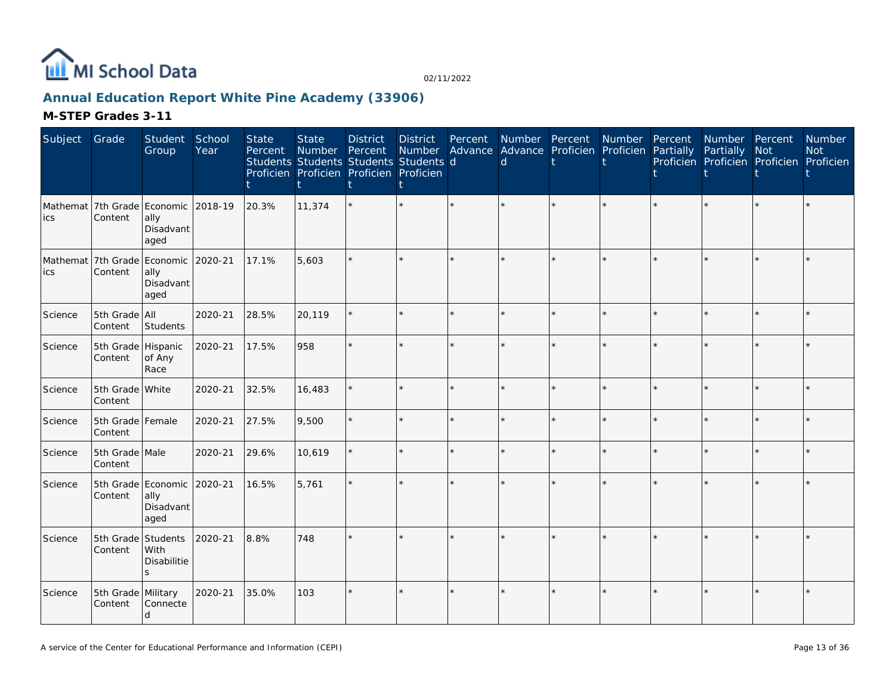# Annual Education Report White Pine Academy (33906)

02/11/2022

## M-STEP Grades 3-11

| Subject | Grade | Student Group | School Year | State Percent Students Proficient | State Number Students Proficient | District Percent Students Proficient | District Number Students Proficient | Percent Advanced | Number Advanced | Percent Proficient | Number Proficient | Percent Partially Proficient | Number Partially Proficient | Percent Not Proficient | Number Not Proficient |
|---|---|---|---|---|---|---|---|---|---|---|---|---|---|---|---|
| Mathematics | 7th Grade Content | Economically Disadvantaged | 2018-19 | 20.3% | 11,374 | * | * | * | * | * | * | * | * | * | * |
| Mathematics | 7th Grade Content | Economically Disadvantaged | 2020-21 | 17.1% | 5,603 | * | * | * | * | * | * | * | * | * | * |
| Science | 5th Grade Content | All Students | 2020-21 | 28.5% | 20,119 | * | * | * | * | * | * | * | * | * | * |
| Science | 5th Grade Content | Hispanic of Any Race | 2020-21 | 17.5% | 958 | * | * | * | * | * | * | * | * | * | * |
| Science | 5th Grade Content | White | 2020-21 | 32.5% | 16,483 | * | * | * | * | * | * | * | * | * | * |
| Science | 5th Grade Content | Female | 2020-21 | 27.5% | 9,500 | * | * | * | * | * | * | * | * | * | * |
| Science | 5th Grade Content | Male | 2020-21 | 29.6% | 10,619 | * | * | * | * | * | * | * | * | * | * |
| Science | 5th Grade Content | Economically Disadvantaged | 2020-21 | 16.5% | 5,761 | * | * | * | * | * | * | * | * | * | * |
| Science | 5th Grade Content | Students With Disabilities | 2020-21 | 8.8% | 748 | * | * | * | * | * | * | * | * | * | * |
| Science | 5th Grade Content | Military Connected | 2020-21 | 35.0% | 103 | * | * | * | * | * | * | * | * | * | * |

A service of the Center for Educational Performance and Information (CEPI)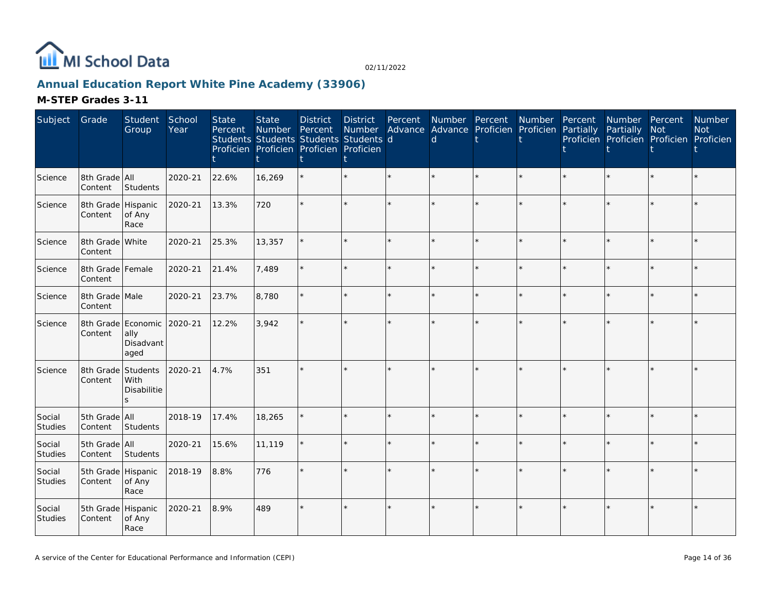# Annual Education Report White Pine Academy (33906)

## M-STEP Grades 3-11

| Subject | Grade | Student Group | School Year | State Percent Students Proficient | State Number Students Proficient | District Percent Students Proficient | District Number Students Proficient | Percent Advanced | Number Advanced | Percent Proficient | Number Proficient | Percent Partially Proficient | Number Partially Proficient | Percent Not Proficient | Number Not Proficient |
|---|---|---|---|---|---|---|---|---|---|---|---|---|---|---|---|
| Science | 8th Grade Content | All Students | 2020-21 | 22.6% | 16,269 | * | * | * | * | * | * | * | * | * | * |
| Science | 8th Grade Content | Hispanic of Any Race | 2020-21 | 13.3% | 720 | * | * | * | * | * | * | * | * | * | * |
| Science | 8th Grade Content | White | 2020-21 | 25.3% | 13,357 | * | * | * | * | * | * | * | * | * | * |
| Science | 8th Grade Content | Female | 2020-21 | 21.4% | 7,489 | * | * | * | * | * | * | * | * | * | * |
| Science | 8th Grade Content | Male | 2020-21 | 23.7% | 8,780 | * | * | * | * | * | * | * | * | * | * |
| Science | 8th Grade Content | Economically Disadvantaged | 2020-21 | 12.2% | 3,942 | * | * | * | * | * | * | * | * | * | * |
| Science | 8th Grade Content | Students With Disabilities | 2020-21 | 4.7% | 351 | * | * | * | * | * | * | * | * | * | * |
| Social Studies | 5th Grade Content | All Students | 2018-19 | 17.4% | 18,265 | * | * | * | * | * | * | * | * | * | * |
| Social Studies | 5th Grade Content | All Students | 2020-21 | 15.6% | 11,119 | * | * | * | * | * | * | * | * | * | * |
| Social Studies | 5th Grade Content | Hispanic of Any Race | 2018-19 | 8.8% | 776 | * | * | * | * | * | * | * | * | * | * |
| Social Studies | 5th Grade Content | Hispanic of Any Race | 2020-21 | 8.9% | 489 | * | * | * | * | * | * | * | * | * | * |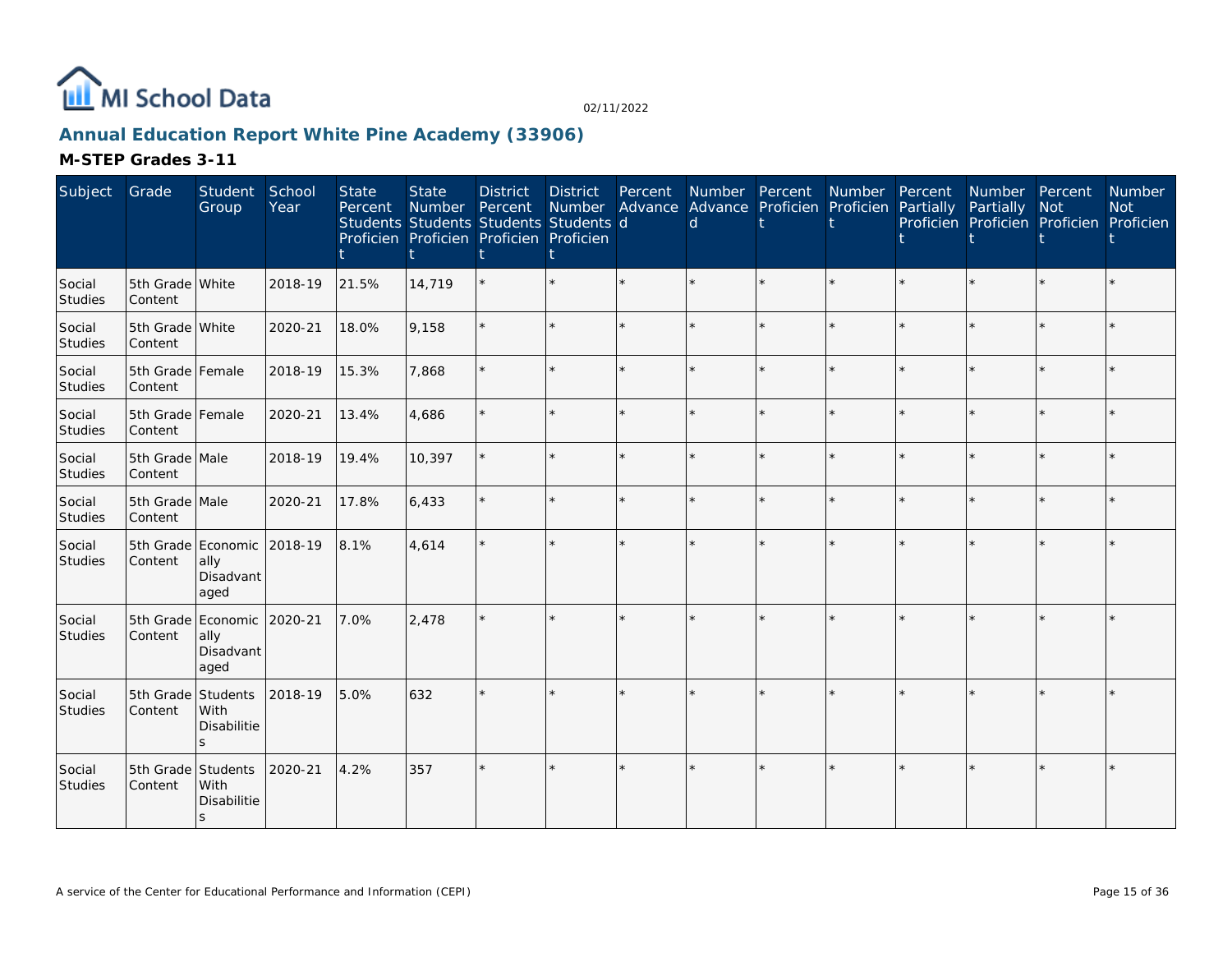# Annual Education Report White Pine Academy (33906)

## M-STEP Grades 3-11

| Subject | Grade | Student Group | School Year | State Percent Students Proficient | State Number Students Proficient | District Percent Students Proficient | District Number Students Proficient | Percent Advanced | Number Advanced | Percent Proficient | Number Proficient | Percent Partially Proficient | Number Partially Proficient | Percent Not Proficient | Number Not Proficient |
|---|---|---|---|---|---|---|---|---|---|---|---|---|---|---|---|
| Social Studies | 5th Grade Content | White | 2018-19 | 21.5% | 14,719 | * | * | * | * | * | * | * | * | * | * |
| Social Studies | 5th Grade Content | White | 2020-21 | 18.0% | 9,158 | * | * | * | * | * | * | * | * | * | * |
| Social Studies | 5th Grade Content | Female | 2018-19 | 15.3% | 7,868 | * | * | * | * | * | * | * | * | * | * |
| Social Studies | 5th Grade Content | Female | 2020-21 | 13.4% | 4,686 | * | * | * | * | * | * | * | * | * | * |
| Social Studies | 5th Grade Content | Male | 2018-19 | 19.4% | 10,397 | * | * | * | * | * | * | * | * | * | * |
| Social Studies | 5th Grade Content | Male | 2020-21 | 17.8% | 6,433 | * | * | * | * | * | * | * | * | * | * |
| Social Studies | 5th Grade Content | Economically Disadvantaged | 2018-19 | 8.1% | 4,614 | * | * | * | * | * | * | * | * | * | * |
| Social Studies | 5th Grade Content | Economically Disadvantaged | 2020-21 | 7.0% | 2,478 | * | * | * | * | * | * | * | * | * | * |
| Social Studies | 5th Grade Content | Students With Disabilities | 2018-19 | 5.0% | 632 | * | * | * | * | * | * | * | * | * | * |
| Social Studies | 5th Grade Content | Students With Disabilities | 2020-21 | 4.2% | 357 | * | * | * | * | * | * | * | * | * | * |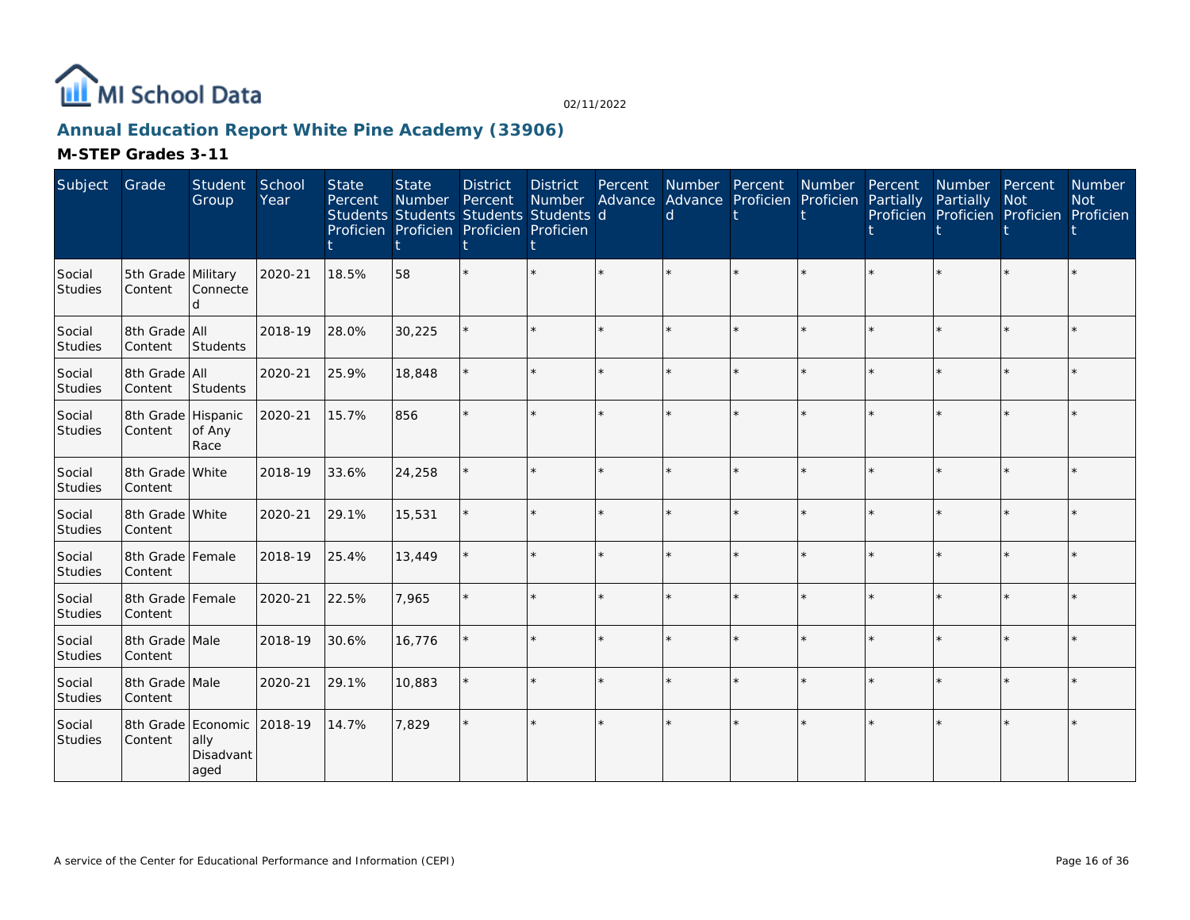# Annual Education Report White Pine Academy (33906)

## M-STEP Grades 3-11

| Subject | Grade | Student Group | School Year | State Percent Students Proficient | State Number Students Proficient | District Percent Students Proficient | District Number Students Proficient | Percent Advanced | Number Advanced | Percent Proficient | Number Proficient | Percent Partially Proficient | Number Partially Proficient | Percent Not Proficient | Number Not Proficient |
|---|---|---|---|---|---|---|---|---|---|---|---|---|---|---|---|
| Social Studies | 5th Grade Content | Military Connected | 2020-21 | 18.5% | 58 | * | * | * | * | * | * | * | * | * | * |
| Social Studies | 8th Grade Content | All Students | 2018-19 | 28.0% | 30,225 | * | * | * | * | * | * | * | * | * | * |
| Social Studies | 8th Grade Content | All Students | 2020-21 | 25.9% | 18,848 | * | * | * | * | * | * | * | * | * | * |
| Social Studies | 8th Grade Content | Hispanic of Any Race | 2020-21 | 15.7% | 856 | * | * | * | * | * | * | * | * | * | * |
| Social Studies | 8th Grade Content | White | 2018-19 | 33.6% | 24,258 | * | * | * | * | * | * | * | * | * | * |
| Social Studies | 8th Grade Content | White | 2020-21 | 29.1% | 15,531 | * | * | * | * | * | * | * | * | * | * |
| Social Studies | 8th Grade Content | Female | 2018-19 | 25.4% | 13,449 | * | * | * | * | * | * | * | * | * | * |
| Social Studies | 8th Grade Content | Female | 2020-21 | 22.5% | 7,965 | * | * | * | * | * | * | * | * | * | * |
| Social Studies | 8th Grade Content | Male | 2018-19 | 30.6% | 16,776 | * | * | * | * | * | * | * | * | * | * |
| Social Studies | 8th Grade Content | Male | 2020-21 | 29.1% | 10,883 | * | * | * | * | * | * | * | * | * | * |
| Social Studies | 8th Grade Content | Economically Disadvantaged | 2018-19 | 14.7% | 7,829 | * | * | * | * | * | * | * | * | * | * |

A service of the Center for Educational Performance and Information (CEPI)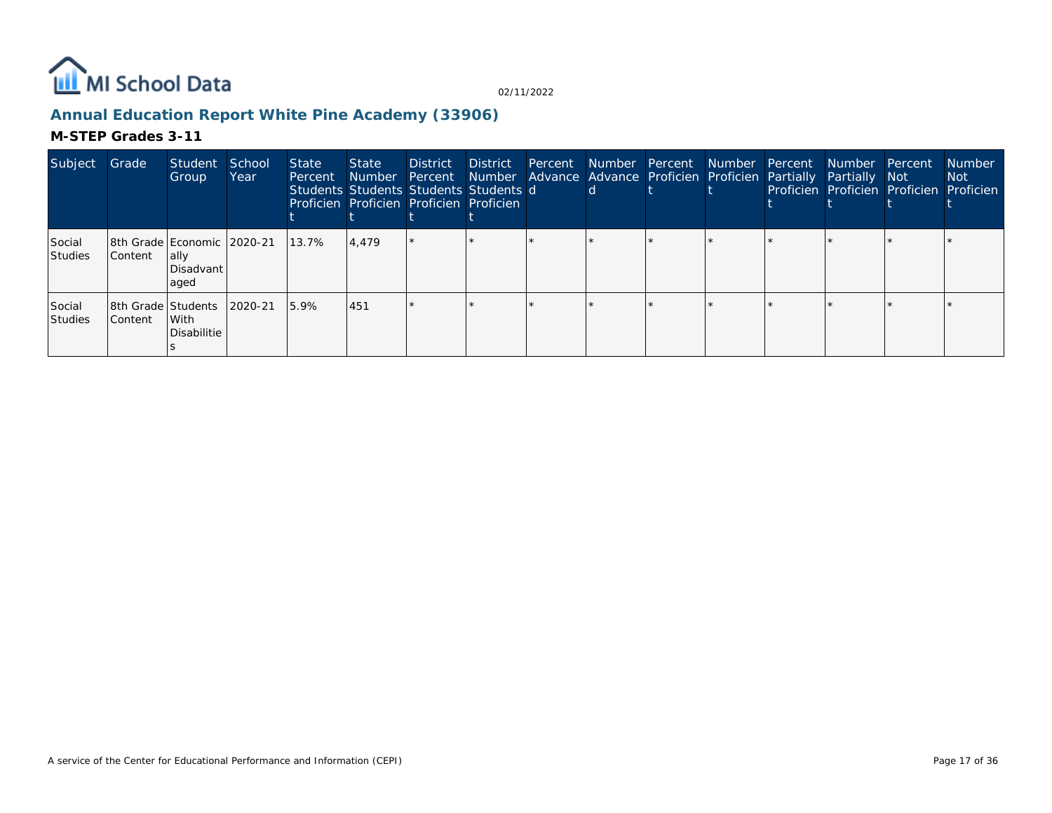## Annual Education Report White Pine Academy (33906)

### M-STEP Grades 3-11

| Subject | Grade | Student Group | School Year | State Percent Students Proficient | State Number Students Proficient | District Percent Students Proficient | District Number Students Proficient | Percent Advanced | Number Advanced | Percent Proficient | Number Proficient | Percent Partially Proficient | Number Partially Proficient | Percent Not Proficient | Number Not Proficient |
|---|---|---|---|---|---|---|---|---|---|---|---|---|---|---|---|
| Social Studies | 8th Grade Content | Economically Disadvantaged | 2020-21 | 13.7% | 4,479 | * | * | * | * | * | * | * | * | * | * |
| Social Studies | 8th Grade Content | Students With Disabilities | 2020-21 | 5.9% | 451 | * | * | * | * | * | * | * | * | * | * |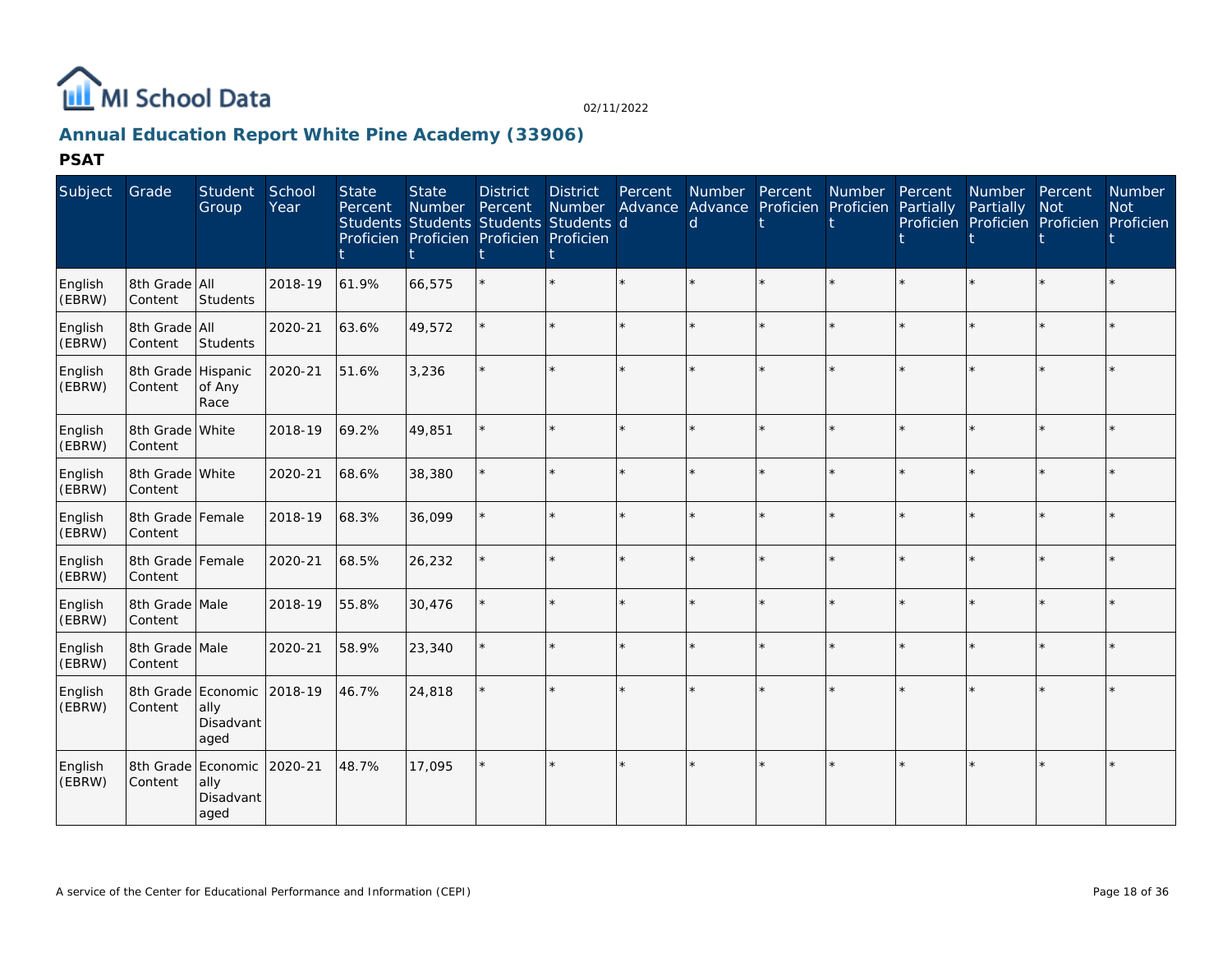# Annual Education Report White Pine Academy (33906)

## PSAT

| Subject | Grade | Student Group | School Year | State Percent Students Proficient | State Number Students Proficient | District Percent Students Proficient | District Number Students Proficient | Percent Advanced | Number Advanced | Percent Proficient | Number Proficient | Percent Partially Proficient | Number Partially Proficient | Percent Not Proficient | Number Not Proficient |
|---|---|---|---|---|---|---|---|---|---|---|---|---|---|---|---|
| English (EBRW) | 8th Grade Content | All Students | 2018-19 | 61.9% | 66,575 | * | * | * | * | * | * | * | * | * | * |
| English (EBRW) | 8th Grade Content | All Students | 2020-21 | 63.6% | 49,572 | * | * | * | * | * | * | * | * | * | * |
| English (EBRW) | 8th Grade Content | Hispanic of Any Race | 2020-21 | 51.6% | 3,236 | * | * | * | * | * | * | * | * | * | * |
| English (EBRW) | 8th Grade Content | White | 2018-19 | 69.2% | 49,851 | * | * | * | * | * | * | * | * | * | * |
| English (EBRW) | 8th Grade Content | White | 2020-21 | 68.6% | 38,380 | * | * | * | * | * | * | * | * | * | * |
| English (EBRW) | 8th Grade Content | Female | 2018-19 | 68.3% | 36,099 | * | * | * | * | * | * | * | * | * | * |
| English (EBRW) | 8th Grade Content | Female | 2020-21 | 68.5% | 26,232 | * | * | * | * | * | * | * | * | * | * |
| English (EBRW) | 8th Grade Content | Male | 2018-19 | 55.8% | 30,476 | * | * | * | * | * | * | * | * | * | * |
| English (EBRW) | 8th Grade Content | Male | 2020-21 | 58.9% | 23,340 | * | * | * | * | * | * | * | * | * | * |
| English (EBRW) | 8th Grade Content | Economically Disadvantaged | 2018-19 | 46.7% | 24,818 | * | * | * | * | * | * | * | * | * | * |
| English (EBRW) | 8th Grade Content | Economically Disadvantaged | 2020-21 | 48.7% | 17,095 | * | * | * | * | * | * | * | * | * | * |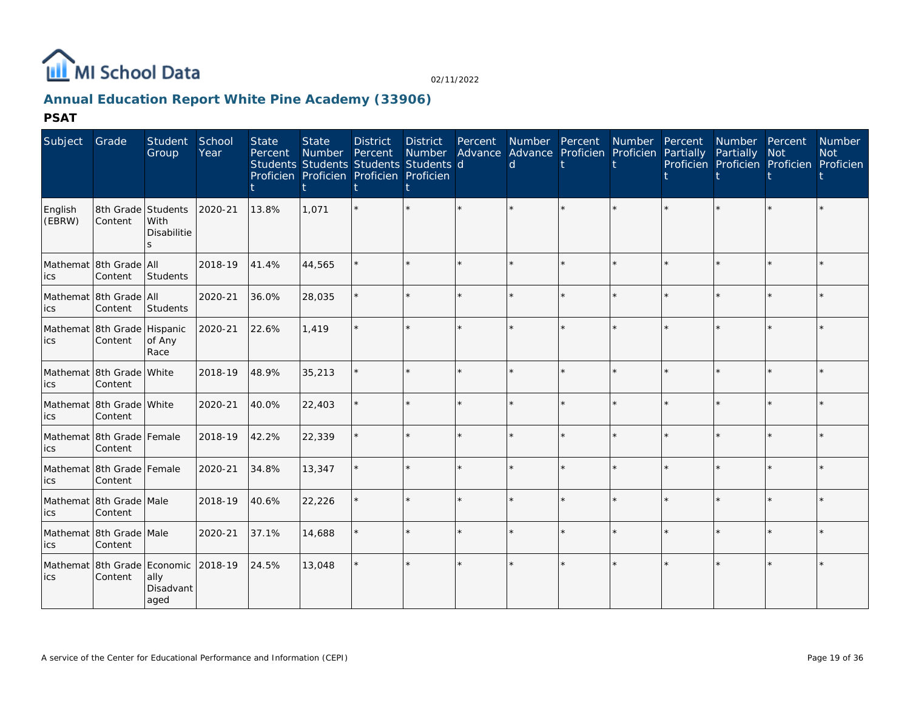02/11/2022

## Annual Education Report White Pine Academy (33906)

### PSAT

| Subject | Grade | Student Group | School Year | State Percent Students Proficient | State Number Students Proficient | District Percent Students Proficient | District Number Students Proficient | Percent Advanced | Number Advanced | Percent Proficient | Number Proficient | Percent Partially Proficient | Number Partially Proficient | Percent Not Proficient | Number Not Proficient |
|---|---|---|---|---|---|---|---|---|---|---|---|---|---|---|---|
| English (EBRW) | 8th Grade Content | Students With Disabilities | 2020-21 | 13.8% | 1,071 | * | * | * | * | * | * | * | * | * | * |
| Mathematics | 8th Grade Content | All Students | 2018-19 | 41.4% | 44,565 | * | * | * | * | * | * | * | * | * | * |
| Mathematics | 8th Grade Content | All Students | 2020-21 | 36.0% | 28,035 | * | * | * | * | * | * | * | * | * | * |
| Mathematics | 8th Grade Content | Hispanic of Any Race | 2020-21 | 22.6% | 1,419 | * | * | * | * | * | * | * | * | * | * |
| Mathematics | 8th Grade Content | White | 2018-19 | 48.9% | 35,213 | * | * | * | * | * | * | * | * | * | * |
| Mathematics | 8th Grade Content | White | 2020-21 | 40.0% | 22,403 | * | * | * | * | * | * | * | * | * | * |
| Mathematics | 8th Grade Content | Female | 2018-19 | 42.2% | 22,339 | * | * | * | * | * | * | * | * | * | * |
| Mathematics | 8th Grade Content | Female | 2020-21 | 34.8% | 13,347 | * | * | * | * | * | * | * | * | * | * |
| Mathematics | 8th Grade Content | Male | 2018-19 | 40.6% | 22,226 | * | * | * | * | * | * | * | * | * | * |
| Mathematics | 8th Grade Content | Male | 2020-21 | 37.1% | 14,688 | * | * | * | * | * | * | * | * | * | * |
| Mathematics | 8th Grade Content | Economically Disadvantaged | 2018-19 | 24.5% | 13,048 | * | * | * | * | * | * | * | * | * | * |

A service of the Center for Educational Performance and Information (CEPI)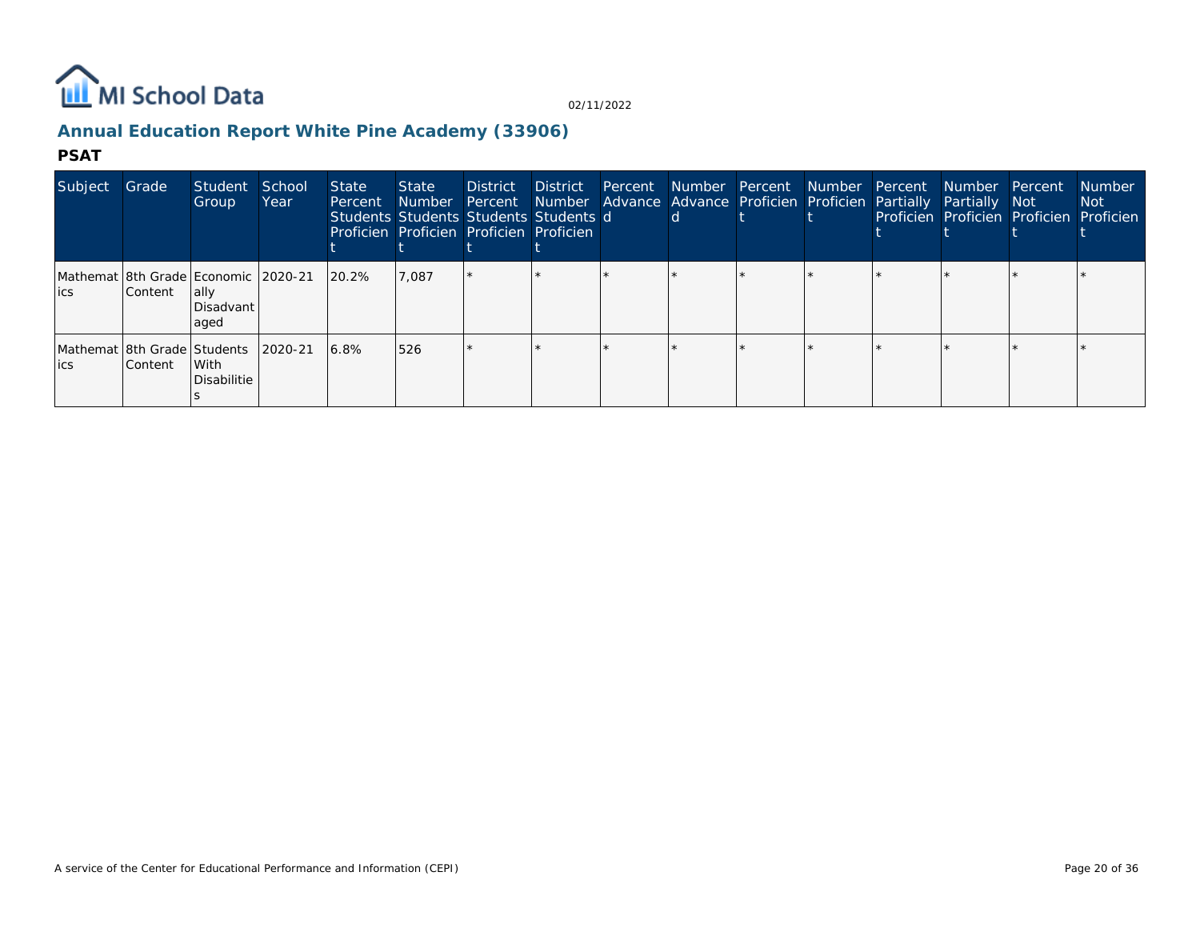## Annual Education Report White Pine Academy (33906)

### PSAT

| Subject | Grade | Student Group | School Year | State Percent Students Proficient | State Number Students Proficient | District Percent Students Proficient | District Number Students Proficient | Percent Advanced | Number Advanced | Percent Proficient | Number Proficient | Percent Partially Proficient | Number Partially Proficient | Percent Not Proficient | Number Not Proficient |
|---|---|---|---|---|---|---|---|---|---|---|---|---|---|---|---|
| Mathematics | 8th Grade Content | Economically Disadvantaged | 2020-21 | 20.2% | 7,087 | * | * | * | * | * | * | * | * | * | * |
| Mathematics | 8th Grade Content | Students With Disabilities | 2020-21 | 6.8% | 526 | * | * | * | * | * | * | * | * | * | * |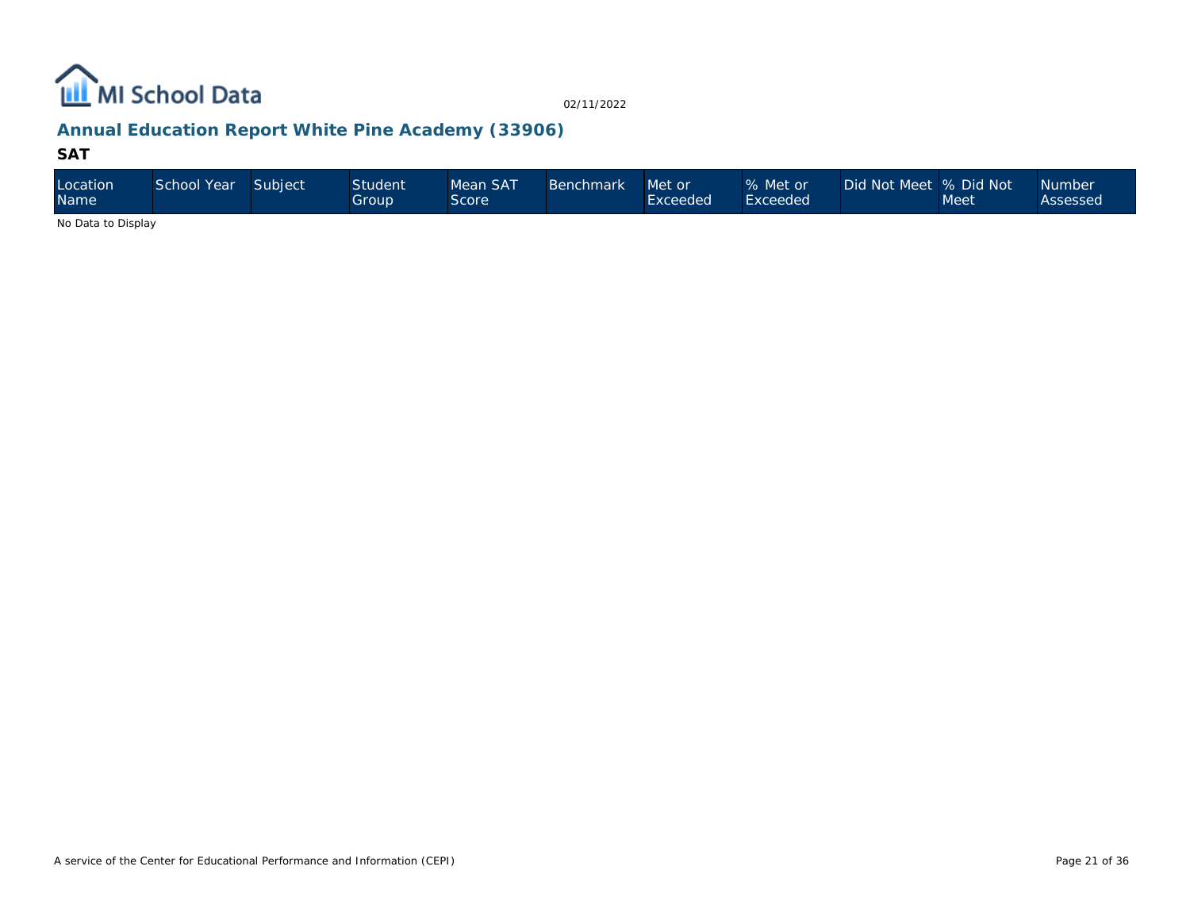## Annual Education Report White Pine Academy (33906)

### SAT

| Location Name | School Year | Subject | Student Group | Mean SAT Score | Benchmark | Met or Exceeded | % Met or Exceeded | Did Not Meet | % Did Not Meet | Number Assessed |
|---|---|---|---|---|---|---|---|---|---|---|

No Data to Display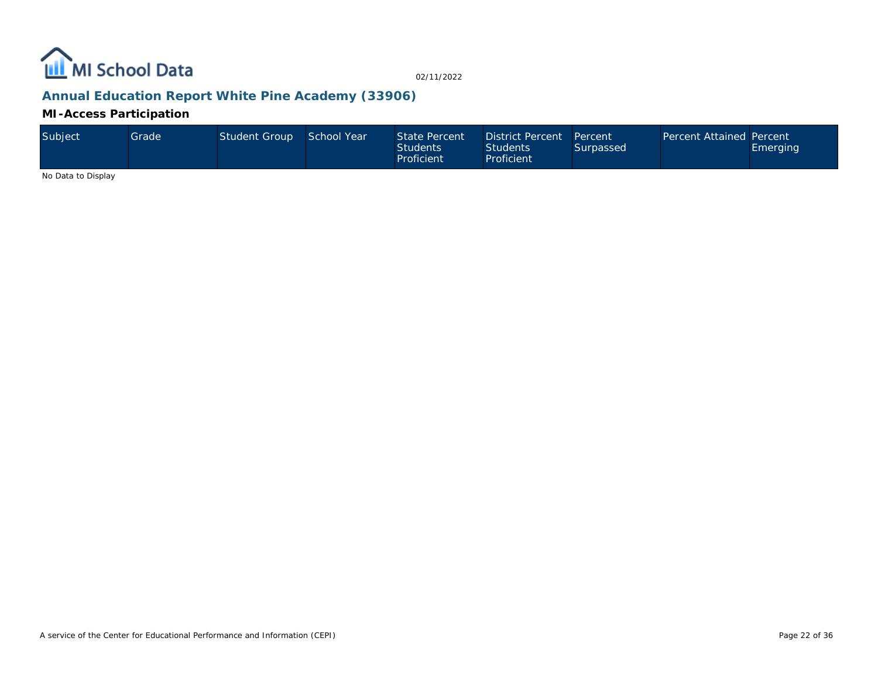## Annual Education Report White Pine Academy (33906)

### MI-Access Participation

| Subject | Grade | Student Group | School Year | State Percent Students Proficient | District Percent Students Proficient | Percent Surpassed | Percent Attained | Percent Emerging |
|---|---|---|---|---|---|---|---|---|

No Data to Display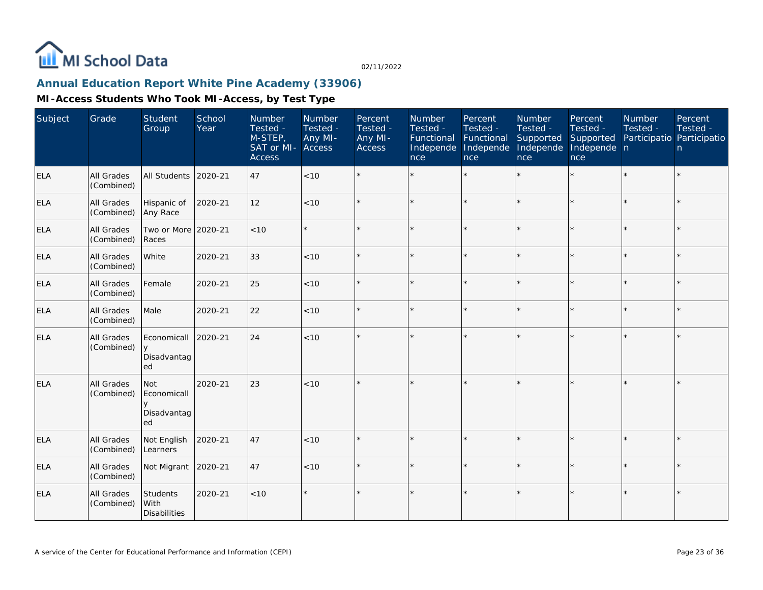MI School Data

02/11/2022

## Annual Education Report White Pine Academy (33906)

### MI-Access Students Who Took MI-Access, by Test Type

| Subject | Grade | Student Group | School Year | Number Tested - M-STEP, SAT or MI-Access | Number Tested - Any MI-Access | Percent Tested - Any MI-Access | Number Tested - Functional Independence | Percent Tested - Functional Independence | Number Tested - Supported Independence | Percent Tested - Supported Independence | Number Tested - Participation | Percent Tested - Participation |
|---|---|---|---|---|---|---|---|---|---|---|---|---|
| ELA | All Grades (Combined) | All Students | 2020-21 | 47 | <10 | * | * | * | * | * | * | * |
| ELA | All Grades (Combined) | Hispanic of Any Race | 2020-21 | 12 | <10 | * | * | * | * | * | * | * |
| ELA | All Grades (Combined) | Two or More Races | 2020-21 | <10 | * | * | * | * | * | * | * | * |
| ELA | All Grades (Combined) | White | 2020-21 | 33 | <10 | * | * | * | * | * | * | * |
| ELA | All Grades (Combined) | Female | 2020-21 | 25 | <10 | * | * | * | * | * | * | * |
| ELA | All Grades (Combined) | Male | 2020-21 | 22 | <10 | * | * | * | * | * | * | * |
| ELA | All Grades (Combined) | Economically Disadvantaged | 2020-21 | 24 | <10 | * | * | * | * | * | * | * |
| ELA | All Grades (Combined) | Not Economically Disadvantaged | 2020-21 | 23 | <10 | * | * | * | * | * | * | * |
| ELA | All Grades (Combined) | Not English Learners | 2020-21 | 47 | <10 | * | * | * | * | * | * | * |
| ELA | All Grades (Combined) | Not Migrant | 2020-21 | 47 | <10 | * | * | * | * | * | * | * |
| ELA | All Grades (Combined) | Students With Disabilities | 2020-21 | <10 | * | * | * | * | * | * | * | * |

A service of the Center for Educational Performance and Information (CEPI)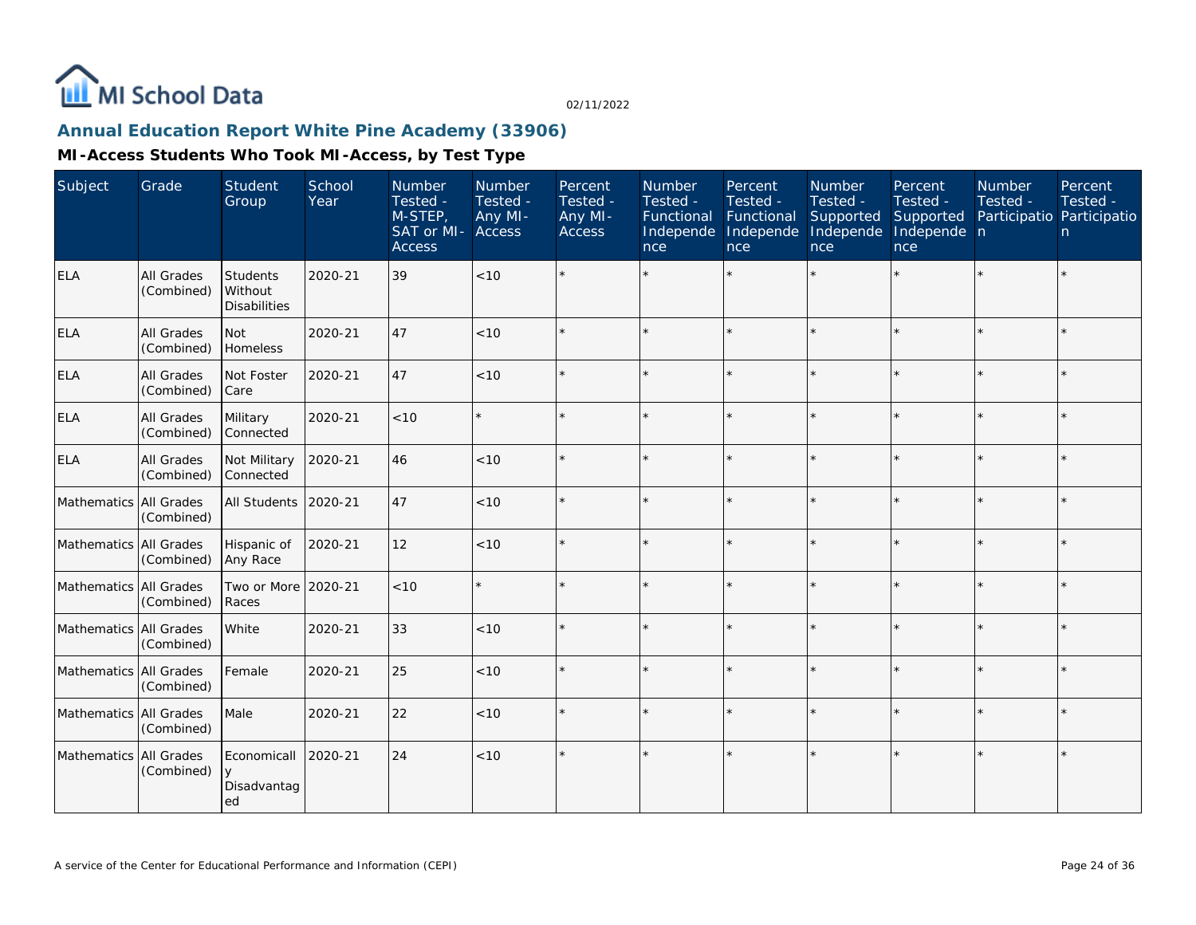# Annual Education Report White Pine Academy (33906)

## MI-Access Students Who Took MI-Access, by Test Type

| Subject | Grade | Student Group | School Year | Number Tested - M-STEP, SAT or MI-Access | Number Tested - Any MI-Access | Percent Tested - Any MI-Access | Number Tested - Functional Independence | Percent Tested - Functional Independence | Number Tested - Supported Independence | Percent Tested - Supported Independence | Number Tested - Participation | Percent Tested - Participation |
|---|---|---|---|---|---|---|---|---|---|---|---|---|
| ELA | All Grades (Combined) | Students Without Disabilities | 2020-21 | 39 | <10 | * | * | * | * | * | * | * |
| ELA | All Grades (Combined) | Not Homeless | 2020-21 | 47 | <10 | * | * | * | * | * | * | * |
| ELA | All Grades (Combined) | Not Foster Care | 2020-21 | 47 | <10 | * | * | * | * | * | * | * |
| ELA | All Grades (Combined) | Military Connected | 2020-21 | <10 | * | * | * | * | * | * | * | * |
| ELA | All Grades (Combined) | Not Military Connected | 2020-21 | 46 | <10 | * | * | * | * | * | * | * |
| Mathematics | All Grades (Combined) | All Students | 2020-21 | 47 | <10 | * | * | * | * | * | * | * |
| Mathematics | All Grades (Combined) | Hispanic of Any Race | 2020-21 | 12 | <10 | * | * | * | * | * | * | * |
| Mathematics | All Grades (Combined) | Two or More Races | 2020-21 | <10 | * | * | * | * | * | * | * | * |
| Mathematics | All Grades (Combined) | White | 2020-21 | 33 | <10 | * | * | * | * | * | * | * |
| Mathematics | All Grades (Combined) | Female | 2020-21 | 25 | <10 | * | * | * | * | * | * | * |
| Mathematics | All Grades (Combined) | Male | 2020-21 | 22 | <10 | * | * | * | * | * | * | * |
| Mathematics | All Grades (Combined) | Economically Disadvantaged | 2020-21 | 24 | <10 | * | * | * | * | * | * | * |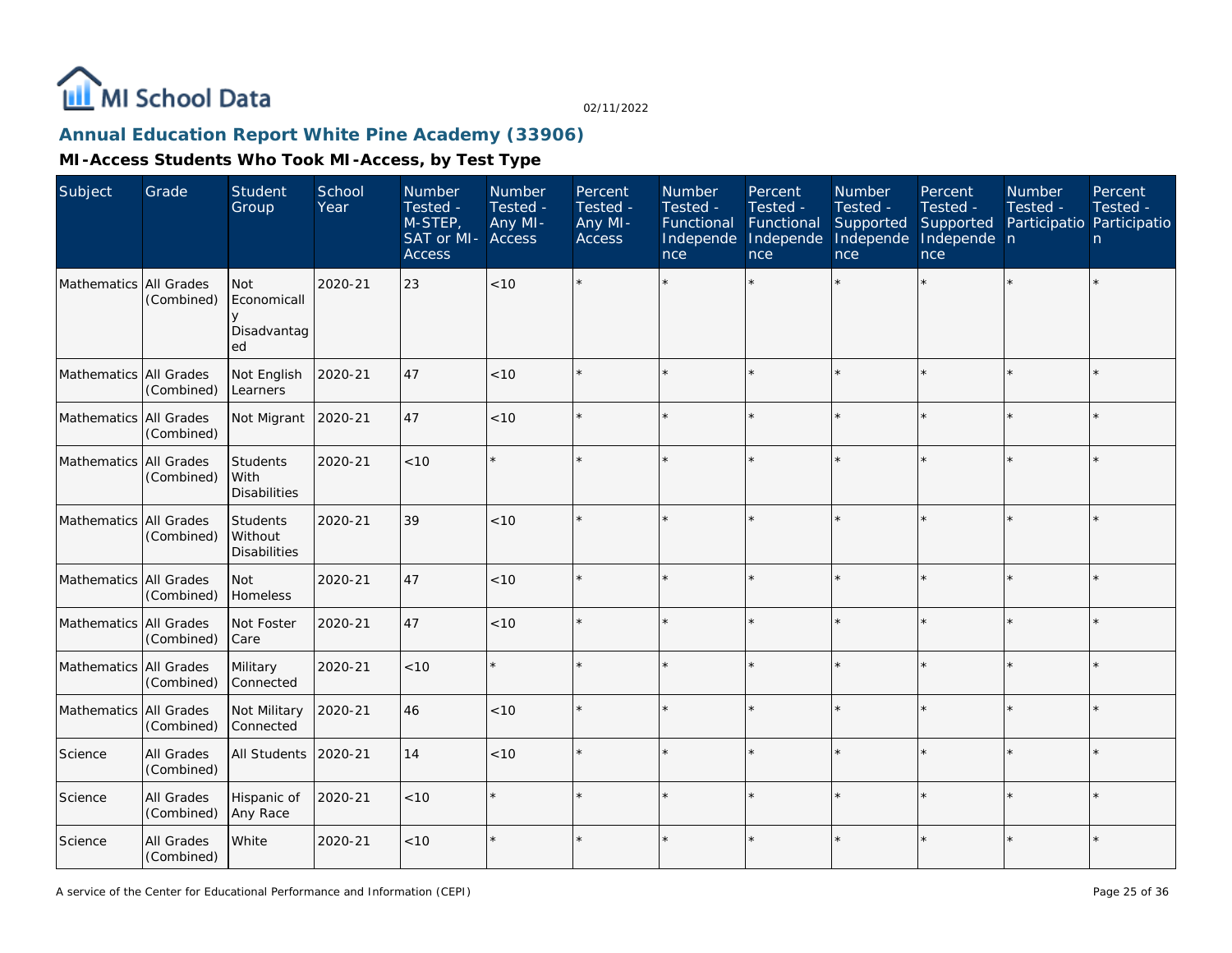MI School Data

02/11/2022

## Annual Education Report White Pine Academy (33906)

### MI-Access Students Who Took MI-Access, by Test Type

| Subject | Grade | Student Group | School Year | Number Tested - M-STEP, SAT or MI-Access | Number Tested - Any MI-Access | Percent Tested - Any MI-Access | Number Tested - Functional Independence | Percent Tested - Functional Independence | Number Tested - Supported Independence | Percent Tested - Supported Independence | Number Tested - Participation | Percent Tested - Participation |
|---|---|---|---|---|---|---|---|---|---|---|---|---|
| Mathematics | All Grades (Combined) | Not Economically Disadvantaged | 2020-21 | 23 | <10 | * | * | * | * | * | * | * |
| Mathematics | All Grades (Combined) | Not English Learners | 2020-21 | 47 | <10 | * | * | * | * | * | * | * |
| Mathematics | All Grades (Combined) | Not Migrant | 2020-21 | 47 | <10 | * | * | * | * | * | * | * |
| Mathematics | All Grades (Combined) | Students With Disabilities | 2020-21 | <10 | * | * | * | * | * | * | * | * |
| Mathematics | All Grades (Combined) | Students Without Disabilities | 2020-21 | 39 | <10 | * | * | * | * | * | * | * |
| Mathematics | All Grades (Combined) | Not Homeless | 2020-21 | 47 | <10 | * | * | * | * | * | * | * |
| Mathematics | All Grades (Combined) | Not Foster Care | 2020-21 | 47 | <10 | * | * | * | * | * | * | * |
| Mathematics | All Grades (Combined) | Military Connected | 2020-21 | <10 | * | * | * | * | * | * | * | * |
| Mathematics | All Grades (Combined) | Not Military Connected | 2020-21 | 46 | <10 | * | * | * | * | * | * | * |
| Science | All Grades (Combined) | All Students | 2020-21 | 14 | <10 | * | * | * | * | * | * | * |
| Science | All Grades (Combined) | Hispanic of Any Race | 2020-21 | <10 | * | * | * | * | * | * | * | * |
| Science | All Grades (Combined) | White | 2020-21 | <10 | * | * | * | * | * | * | * | * |

A service of the Center for Educational Performance and Information (CEPI)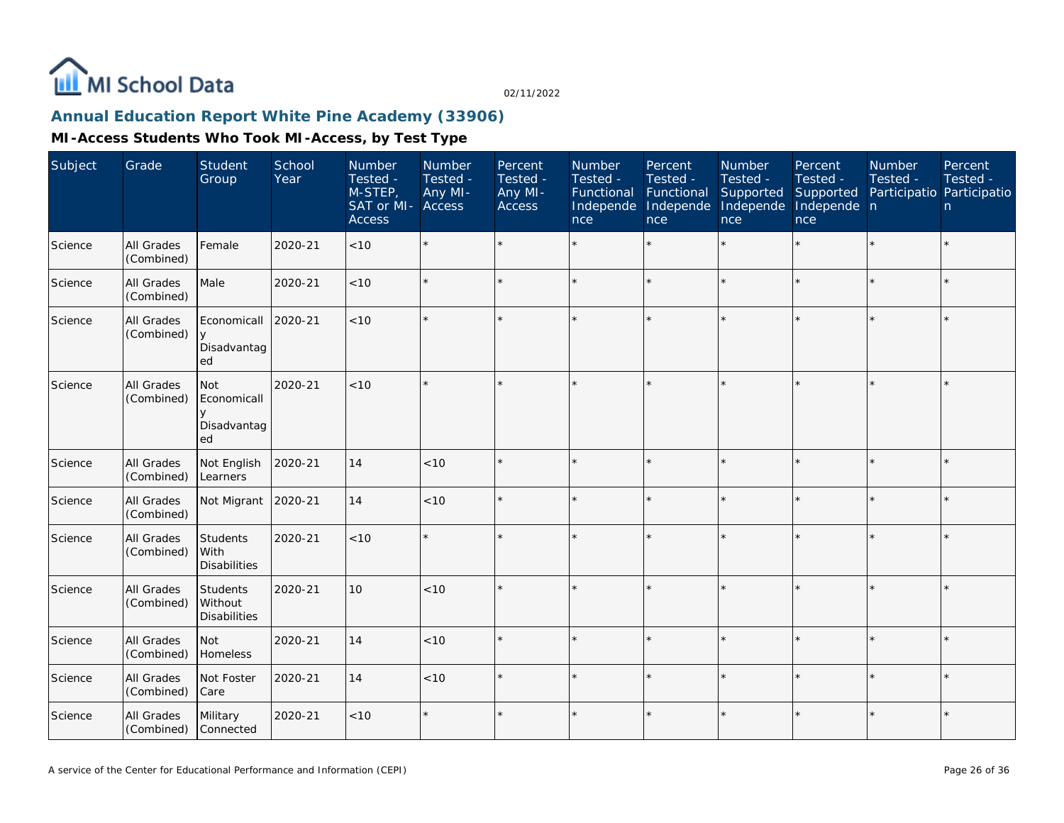# Annual Education Report White Pine Academy (33906)

## MI-Access Students Who Took MI-Access, by Test Type

| Subject | Grade | Student Group | School Year | Number Tested - M-STEP, SAT or MI-Access | Number Tested - Any MI-Access | Percent Tested - Any MI-Access | Number Tested - Functional Independence | Percent Tested - Functional Independence | Number Tested - Supported Independence | Percent Tested - Supported Independence | Number Tested - Participation | Percent Tested - Participation |
|---|---|---|---|---|---|---|---|---|---|---|---|---|
| Science | All Grades (Combined) | Female | 2020-21 | <10 | * | * | * | * | * | * | * | * |
| Science | All Grades (Combined) | Male | 2020-21 | <10 | * | * | * | * | * | * | * | * |
| Science | All Grades (Combined) | Economically Disadvantaged | 2020-21 | <10 | * | * | * | * | * | * | * | * |
| Science | All Grades (Combined) | Not Economically Disadvantaged | 2020-21 | <10 | * | * | * | * | * | * | * | * |
| Science | All Grades (Combined) | Not English Learners | 2020-21 | 14 | <10 | * | * | * | * | * | * | * |
| Science | All Grades (Combined) | Not Migrant | 2020-21 | 14 | <10 | * | * | * | * | * | * | * |
| Science | All Grades (Combined) | Students With Disabilities | 2020-21 | <10 | * | * | * | * | * | * | * | * |
| Science | All Grades (Combined) | Students Without Disabilities | 2020-21 | 10 | <10 | * | * | * | * | * | * | * |
| Science | All Grades (Combined) | Not Homeless | 2020-21 | 14 | <10 | * | * | * | * | * | * | * |
| Science | All Grades (Combined) | Not Foster Care | 2020-21 | 14 | <10 | * | * | * | * | * | * | * |
| Science | All Grades (Combined) | Military Connected | 2020-21 | <10 | * | * | * | * | * | * | * | * |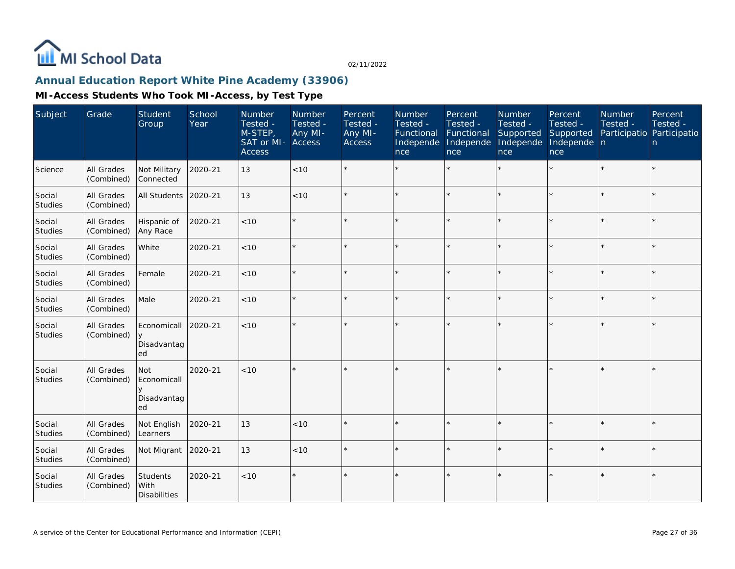## Annual Education Report White Pine Academy (33906)

### MI-Access Students Who Took MI-Access, by Test Type

| Subject | Grade | Student Group | School Year | Number Tested - M-STEP, SAT or MI-Access | Number Tested - Any MI-Access | Percent Tested - Any MI-Access | Number Tested - Functional Independence | Percent Tested - Functional Independence | Number Tested - Supported Independence | Percent Tested - Supported Independence | Number Tested - Participation | Percent Tested - Participation |
|---|---|---|---|---|---|---|---|---|---|---|---|---|
| Science | All Grades (Combined) | Not Military Connected | 2020-21 | 13 | <10 | * | * | * | * | * | * | * |
| Social Studies | All Grades (Combined) | All Students | 2020-21 | 13 | <10 | * | * | * | * | * | * | * |
| Social Studies | All Grades (Combined) | Hispanic of Any Race | 2020-21 | <10 | * | * | * | * | * | * | * | * |
| Social Studies | All Grades (Combined) | White | 2020-21 | <10 | * | * | * | * | * | * | * | * |
| Social Studies | All Grades (Combined) | Female | 2020-21 | <10 | * | * | * | * | * | * | * | * |
| Social Studies | All Grades (Combined) | Male | 2020-21 | <10 | * | * | * | * | * | * | * | * |
| Social Studies | All Grades (Combined) | Economically Disadvantaged | 2020-21 | <10 | * | * | * | * | * | * | * | * |
| Social Studies | All Grades (Combined) | Not Economically Disadvantaged | 2020-21 | <10 | * | * | * | * | * | * | * | * |
| Social Studies | All Grades (Combined) | Not English Learners | 2020-21 | 13 | <10 | * | * | * | * | * | * | * |
| Social Studies | All Grades (Combined) | Not Migrant | 2020-21 | 13 | <10 | * | * | * | * | * | * | * |
| Social Studies | All Grades (Combined) | Students With Disabilities | 2020-21 | <10 | * | * | * | * | * | * | * | * |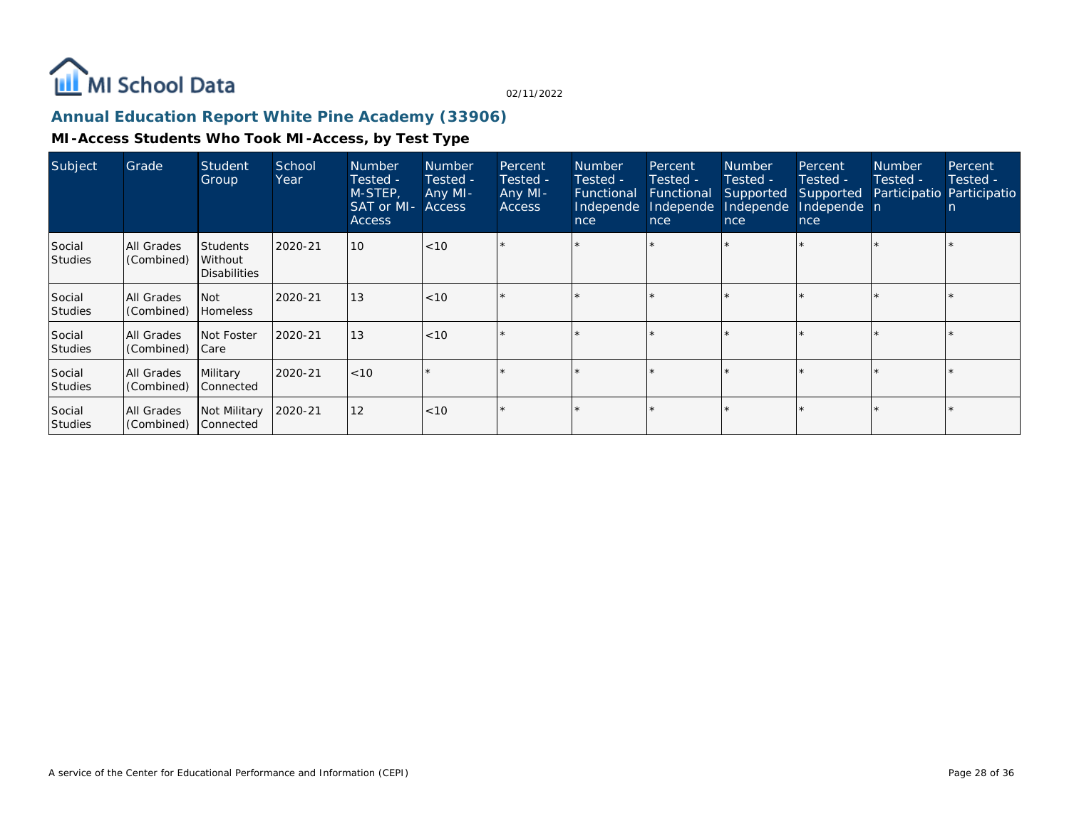## Annual Education Report White Pine Academy (33906)

### MI-Access Students Who Took MI-Access, by Test Type

| Subject | Grade | Student Group | School Year | Number Tested - M-STEP, SAT or MI-Access | Number Tested - Any MI-Access | Percent Tested - Any MI-Access | Number Tested - Functional Independence | Percent Tested - Functional Independence | Number Tested - Supported Independence | Percent Tested - Supported Independence | Number Tested - Participation | Percent Tested - Participation |
|---|---|---|---|---|---|---|---|---|---|---|---|---|
| Social Studies | All Grades (Combined) | Students Without Disabilities | 2020-21 | 10 | <10 | * | * | * | * | * | * | * |
| Social Studies | All Grades (Combined) | Not Homeless | 2020-21 | 13 | <10 | * | * | * | * | * | * | * |
| Social Studies | All Grades (Combined) | Not Foster Care | 2020-21 | 13 | <10 | * | * | * | * | * | * | * |
| Social Studies | All Grades (Combined) | Military Connected | 2020-21 | <10 | * | * | * | * | * | * | * | * |
| Social Studies | All Grades (Combined) | Not Military Connected | 2020-21 | 12 | <10 | * | * | * | * | * | * | * |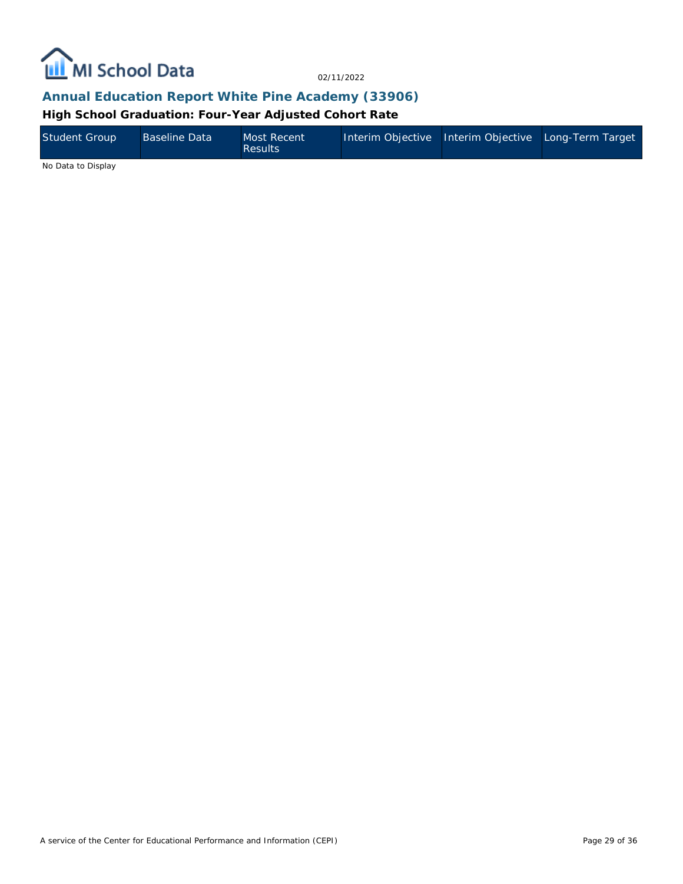## Annual Education Report White Pine Academy (33906)

### High School Graduation: Four-Year Adjusted Cohort Rate

| Student Group | Baseline Data | Most Recent Results | Interim Objective | Interim Objective | Long-Term Target |
|---|---|---|---|---|---|

No Data to Display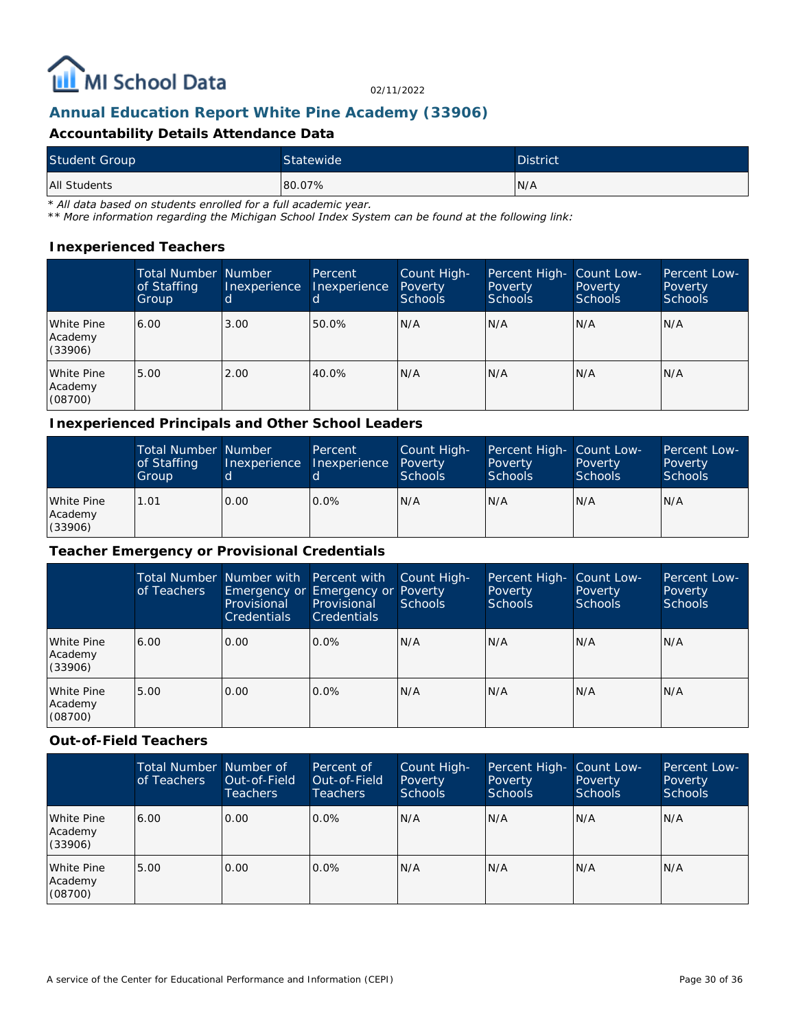## Annual Education Report White Pine Academy (33906)

### Accountability Details Attendance Data

| Student Group | Statewide | District |
|---|---|---|
| All Students | 80.07% | N/A |

*\* All data based on students enrolled for a full academic year.*
*\*\* More information regarding the Michigan School Index System can be found at the following link:*

### Inexperienced Teachers

| | Total Number of Staffing Group | Number Inexperienced | Percent Inexperienced | Count High-Poverty Schools | Percent High-Poverty Schools | Count Low-Poverty Schools | Percent Low-Poverty Schools |
|---|---|---|---|---|---|---|---|
| White Pine Academy (33906) | 6.00 | 3.00 | 50.0% | N/A | N/A | N/A | N/A |
| White Pine Academy (08700) | 5.00 | 2.00 | 40.0% | N/A | N/A | N/A | N/A |

### Inexperienced Principals and Other School Leaders

| | Total Number of Staffing Group | Number Inexperienced | Percent Inexperienced | Count High-Poverty Schools | Percent High-Poverty Schools | Count Low-Poverty Schools | Percent Low-Poverty Schools |
|---|---|---|---|---|---|---|---|
| White Pine Academy (33906) | 1.01 | 0.00 | 0.0% | N/A | N/A | N/A | N/A |

### Teacher Emergency or Provisional Credentials

| | Total Number of Teachers | Number with Emergency or Provisional Credentials | Percent with Emergency or Provisional Credentials | Count High-Poverty Schools | Percent High-Poverty Schools | Count Low-Poverty Schools | Percent Low-Poverty Schools |
|---|---|---|---|---|---|---|---|
| White Pine Academy (33906) | 6.00 | 0.00 | 0.0% | N/A | N/A | N/A | N/A |
| White Pine Academy (08700) | 5.00 | 0.00 | 0.0% | N/A | N/A | N/A | N/A |

### Out-of-Field Teachers

| | Total Number of Teachers | Number of Out-of-Field Teachers | Percent of Out-of-Field Teachers | Count High-Poverty Schools | Percent High-Poverty Schools | Count Low-Poverty Schools | Percent Low-Poverty Schools |
|---|---|---|---|---|---|---|---|
| White Pine Academy (33906) | 6.00 | 0.00 | 0.0% | N/A | N/A | N/A | N/A |
| White Pine Academy (08700) | 5.00 | 0.00 | 0.0% | N/A | N/A | N/A | N/A |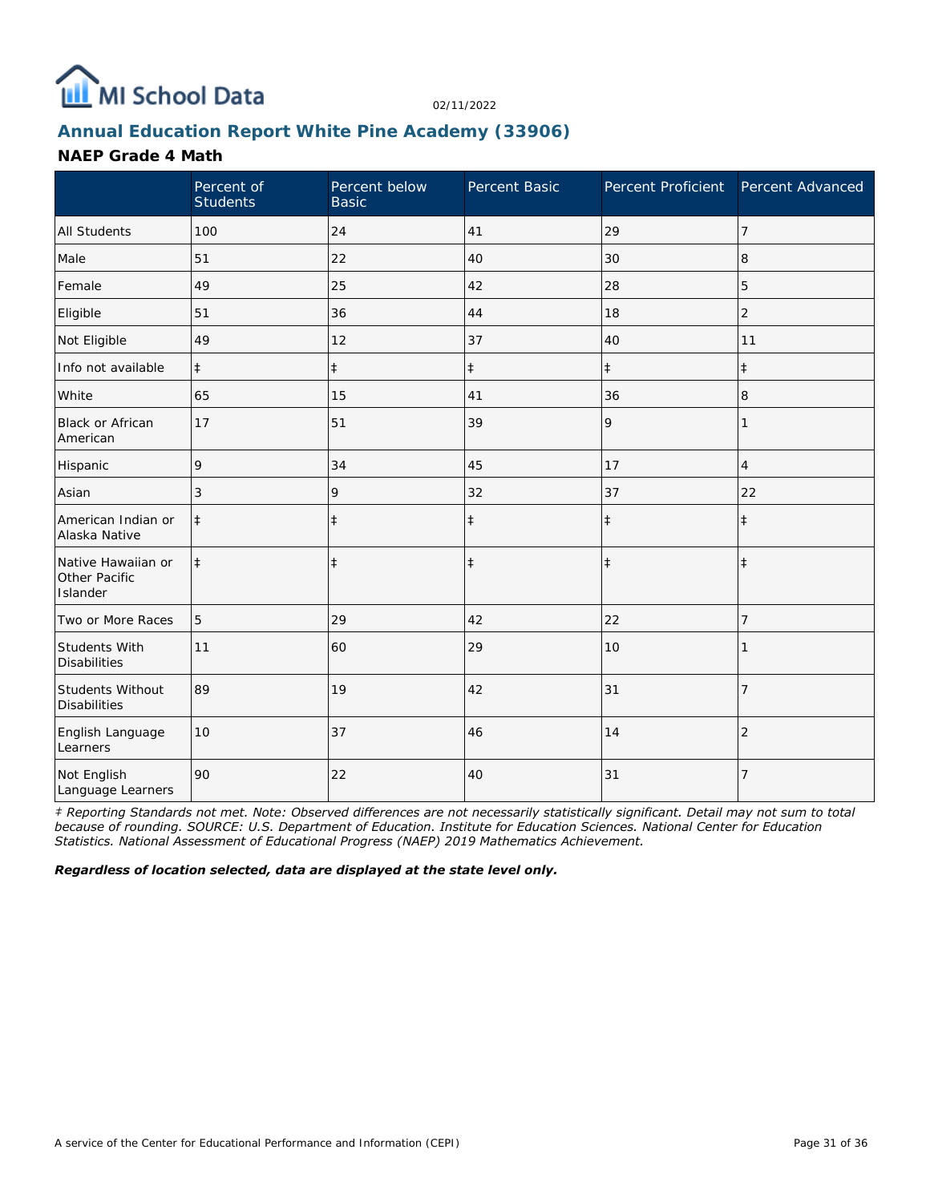MI School Data

02/11/2022

## Annual Education Report White Pine Academy (33906)

### NAEP Grade 4 Math

| | Percent of Students | Percent below Basic | Percent Basic | Percent Proficient | Percent Advanced |
|---|---|---|---|---|---|
| All Students | 100 | 24 | 41 | 29 | 7 |
| Male | 51 | 22 | 40 | 30 | 8 |
| Female | 49 | 25 | 42 | 28 | 5 |
| Eligible | 51 | 36 | 44 | 18 | 2 |
| Not Eligible | 49 | 12 | 37 | 40 | 11 |
| Info not available | ‡ | ‡ | ‡ | ‡ | ‡ |
| White | 65 | 15 | 41 | 36 | 8 |
| Black or African American | 17 | 51 | 39 | 9 | 1 |
| Hispanic | 9 | 34 | 45 | 17 | 4 |
| Asian | 3 | 9 | 32 | 37 | 22 |
| American Indian or Alaska Native | ‡ | ‡ | ‡ | ‡ | ‡ |
| Native Hawaiian or Other Pacific Islander | ‡ | ‡ | ‡ | ‡ | ‡ |
| Two or More Races | 5 | 29 | 42 | 22 | 7 |
| Students With Disabilities | 11 | 60 | 29 | 10 | 1 |
| Students Without Disabilities | 89 | 19 | 42 | 31 | 7 |
| English Language Learners | 10 | 37 | 46 | 14 | 2 |
| Not English Language Learners | 90 | 22 | 40 | 31 | 7 |

*‡ Reporting Standards not met. Note: Observed differences are not necessarily statistically significant. Detail may not sum to total because of rounding. SOURCE: U.S. Department of Education. Institute for Education Sciences. National Center for Education Statistics. National Assessment of Educational Progress (NAEP) 2019 Mathematics Achievement.*

***Regardless of location selected, data are displayed at the state level only.***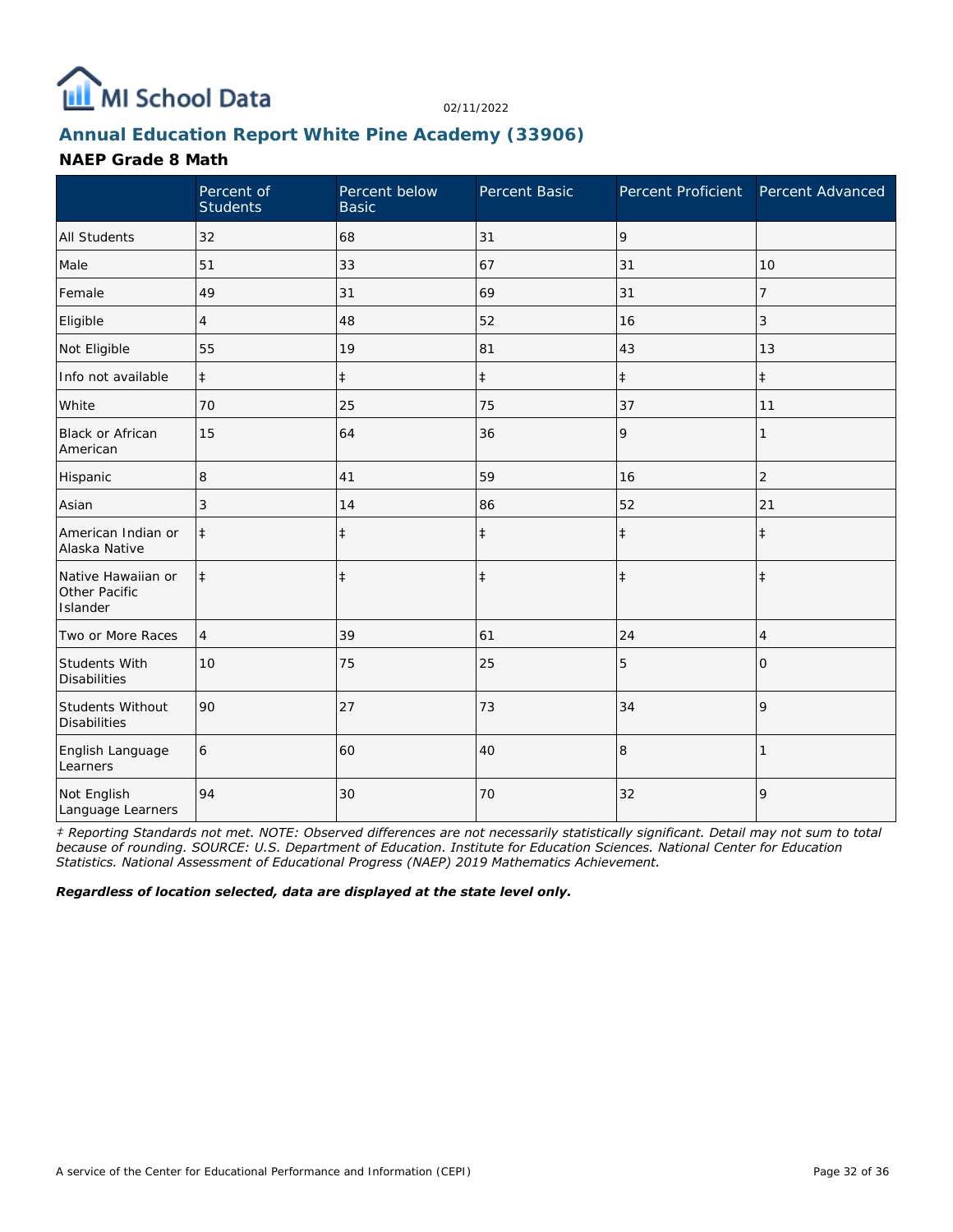## Annual Education Report White Pine Academy (33906)

### NAEP Grade 8 Math

| | Percent of Students | Percent below Basic | Percent Basic | Percent Proficient | Percent Advanced |
|---|---|---|---|---|---|
| All Students | 32 | 68 | 31 | 9 | |
| Male | 51 | 33 | 67 | 31 | 10 |
| Female | 49 | 31 | 69 | 31 | 7 |
| Eligible | 4 | 48 | 52 | 16 | 3 |
| Not Eligible | 55 | 19 | 81 | 43 | 13 |
| Info not available | ‡ | ‡ | ‡ | ‡ | ‡ |
| White | 70 | 25 | 75 | 37 | 11 |
| Black or African American | 15 | 64 | 36 | 9 | 1 |
| Hispanic | 8 | 41 | 59 | 16 | 2 |
| Asian | 3 | 14 | 86 | 52 | 21 |
| American Indian or Alaska Native | ‡ | ‡ | ‡ | ‡ | ‡ |
| Native Hawaiian or Other Pacific Islander | ‡ | ‡ | ‡ | ‡ | ‡ |
| Two or More Races | 4 | 39 | 61 | 24 | 4 |
| Students With Disabilities | 10 | 75 | 25 | 5 | 0 |
| Students Without Disabilities | 90 | 27 | 73 | 34 | 9 |
| English Language Learners | 6 | 60 | 40 | 8 | 1 |
| Not English Language Learners | 94 | 30 | 70 | 32 | 9 |

*‡ Reporting Standards not met. NOTE: Observed differences are not necessarily statistically significant. Detail may not sum to total because of rounding. SOURCE: U.S. Department of Education. Institute for Education Sciences. National Center for Education Statistics. National Assessment of Educational Progress (NAEP) 2019 Mathematics Achievement.*

***Regardless of location selected, data are displayed at the state level only.***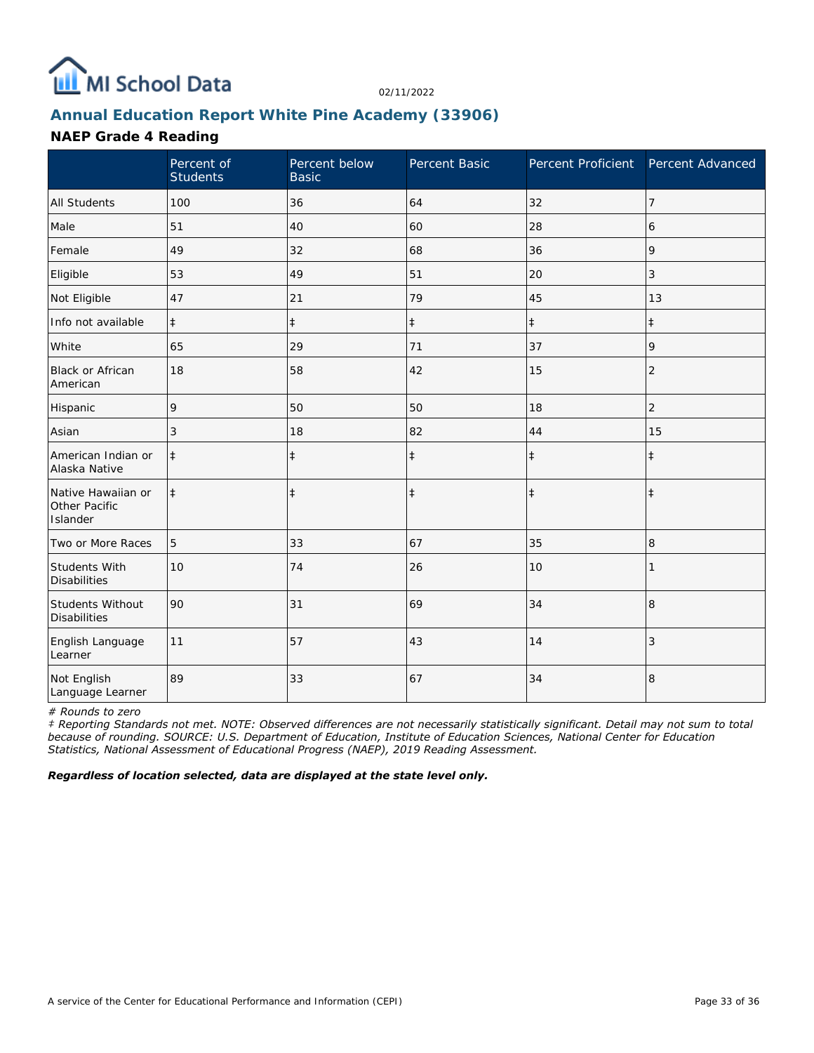MI School Data

02/11/2022

## Annual Education Report White Pine Academy (33906)

### NAEP Grade 4 Reading

| | Percent of Students | Percent below Basic | Percent Basic | Percent Proficient | Percent Advanced |
|---|---|---|---|---|---|
| All Students | 100 | 36 | 64 | 32 | 7 |
| Male | 51 | 40 | 60 | 28 | 6 |
| Female | 49 | 32 | 68 | 36 | 9 |
| Eligible | 53 | 49 | 51 | 20 | 3 |
| Not Eligible | 47 | 21 | 79 | 45 | 13 |
| Info not available | ‡ | ‡ | ‡ | ‡ | ‡ |
| White | 65 | 29 | 71 | 37 | 9 |
| Black or African American | 18 | 58 | 42 | 15 | 2 |
| Hispanic | 9 | 50 | 50 | 18 | 2 |
| Asian | 3 | 18 | 82 | 44 | 15 |
| American Indian or Alaska Native | ‡ | ‡ | ‡ | ‡ | ‡ |
| Native Hawaiian or Other Pacific Islander | ‡ | ‡ | ‡ | ‡ | ‡ |
| Two or More Races | 5 | 33 | 67 | 35 | 8 |
| Students With Disabilities | 10 | 74 | 26 | 10 | 1 |
| Students Without Disabilities | 90 | 31 | 69 | 34 | 8 |
| English Language Learner | 11 | 57 | 43 | 14 | 3 |
| Not English Language Learner | 89 | 33 | 67 | 34 | 8 |

*# Rounds to zero*

*‡ Reporting Standards not met. NOTE: Observed differences are not necessarily statistically significant. Detail may not sum to total because of rounding. SOURCE: U.S. Department of Education, Institute of Education Sciences, National Center for Education Statistics, National Assessment of Educational Progress (NAEP), 2019 Reading Assessment.*

***Regardless of location selected, data are displayed at the state level only.***

A service of the Center for Educational Performance and Information (CEPI)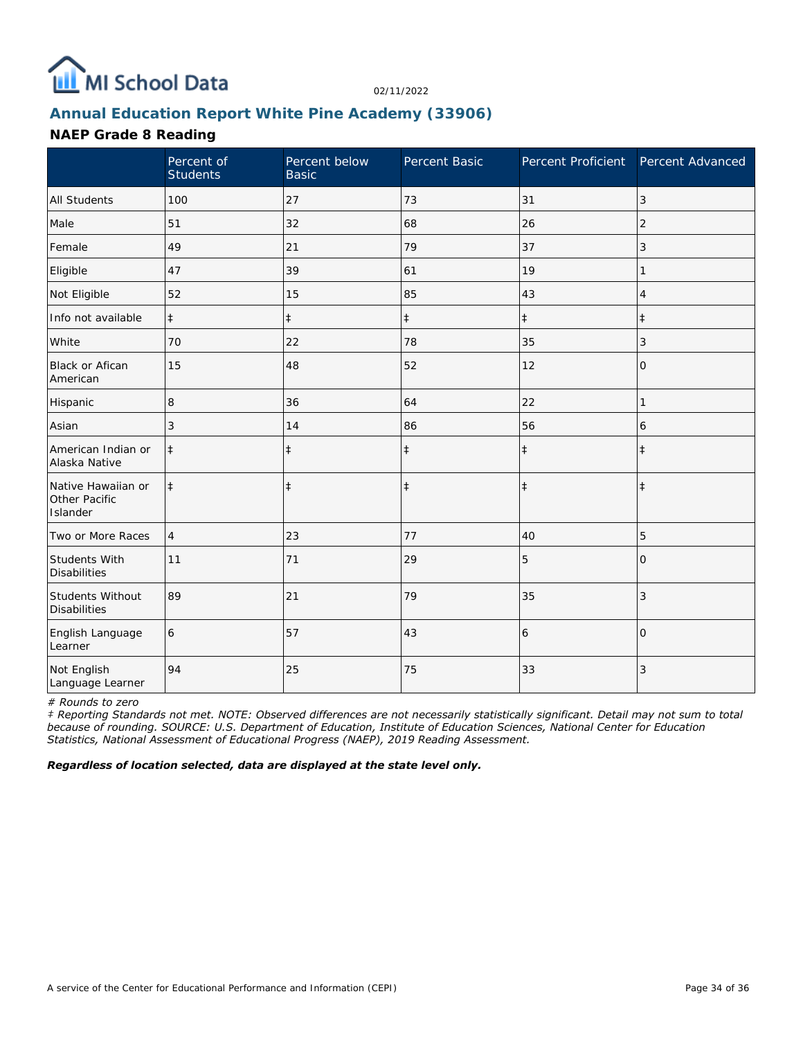MI School Data

02/11/2022

## Annual Education Report White Pine Academy (33906)

### NAEP Grade 8 Reading

| | Percent of Students | Percent below Basic | Percent Basic | Percent Proficient | Percent Advanced |
|---|---|---|---|---|---|
| All Students | 100 | 27 | 73 | 31 | 3 |
| Male | 51 | 32 | 68 | 26 | 2 |
| Female | 49 | 21 | 79 | 37 | 3 |
| Eligible | 47 | 39 | 61 | 19 | 1 |
| Not Eligible | 52 | 15 | 85 | 43 | 4 |
| Info not available | ‡ | ‡ | ‡ | ‡ | ‡ |
| White | 70 | 22 | 78 | 35 | 3 |
| Black or Afican American | 15 | 48 | 52 | 12 | 0 |
| Hispanic | 8 | 36 | 64 | 22 | 1 |
| Asian | 3 | 14 | 86 | 56 | 6 |
| American Indian or Alaska Native | ‡ | ‡ | ‡ | ‡ | ‡ |
| Native Hawaiian or Other Pacific Islander | ‡ | ‡ | ‡ | ‡ | ‡ |
| Two or More Races | 4 | 23 | 77 | 40 | 5 |
| Students With Disabilities | 11 | 71 | 29 | 5 | 0 |
| Students Without Disabilities | 89 | 21 | 79 | 35 | 3 |
| English Language Learner | 6 | 57 | 43 | 6 | 0 |
| Not English Language Learner | 94 | 25 | 75 | 33 | 3 |

*# Rounds to zero*

*‡ Reporting Standards not met. NOTE: Observed differences are not necessarily statistically significant. Detail may not sum to total because of rounding. SOURCE: U.S. Department of Education, Institute of Education Sciences, National Center for Education Statistics, National Assessment of Educational Progress (NAEP), 2019 Reading Assessment.*

***Regardless of location selected, data are displayed at the state level only.***

A service of the Center for Educational Performance and Information (CEPI)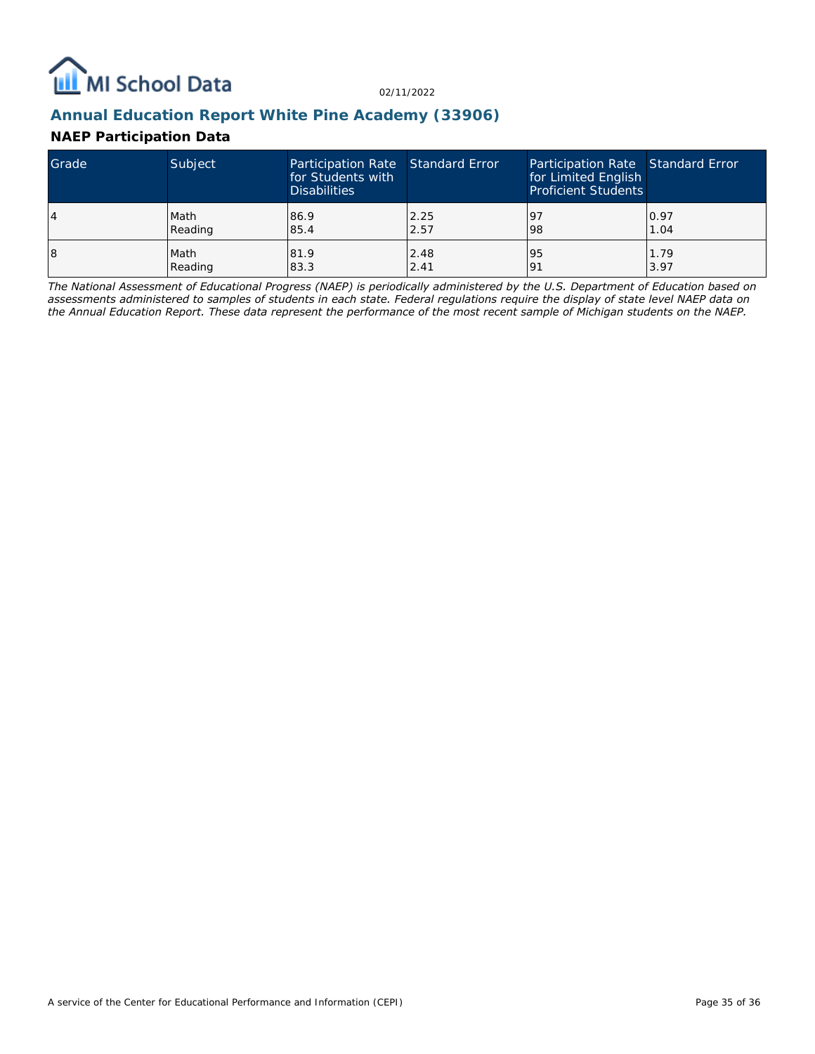## Annual Education Report White Pine Academy (33906)

### NAEP Participation Data

| Grade | Subject | Participation Rate for Students with Disabilities | Standard Error | Participation Rate for Limited English Proficient Students | Standard Error |
|---|---|---|---|---|---|
| 4 | Math<br>Reading | 86.9<br>85.4 | 2.25<br>2.57 | 97<br>98 | 0.97<br>1.04 |
| 8 | Math<br>Reading | 81.9<br>83.3 | 2.48<br>2.41 | 95<br>91 | 1.79<br>3.97 |

*The National Assessment of Educational Progress (NAEP) is periodically administered by the U.S. Department of Education based on assessments administered to samples of students in each state. Federal regulations require the display of state level NAEP data on the Annual Education Report. These data represent the performance of the most recent sample of Michigan students on the NAEP.*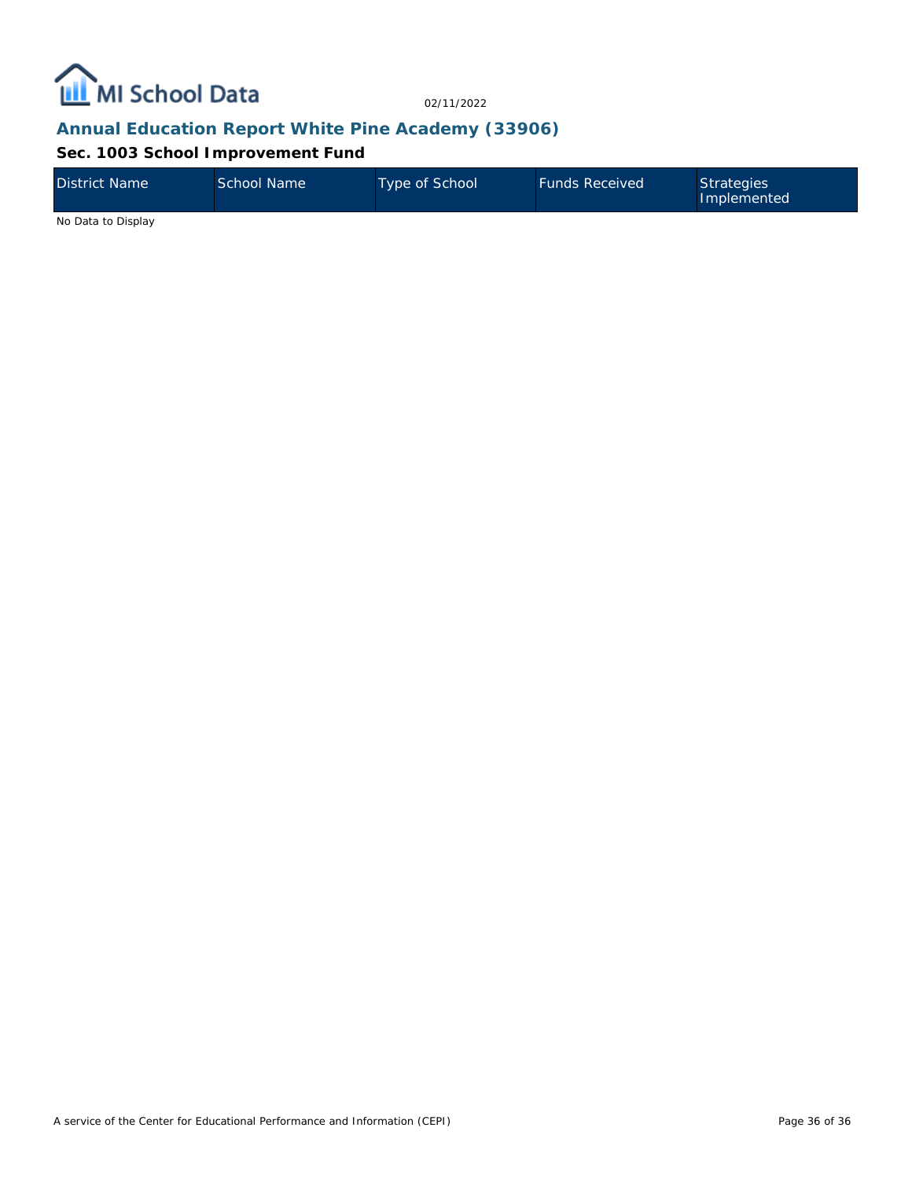## Annual Education Report White Pine Academy (33906)

### Sec. 1003 School Improvement Fund

| District Name | School Name | Type of School | Funds Received | Strategies Implemented |
| --- | --- | --- | --- | --- |

No Data to Display